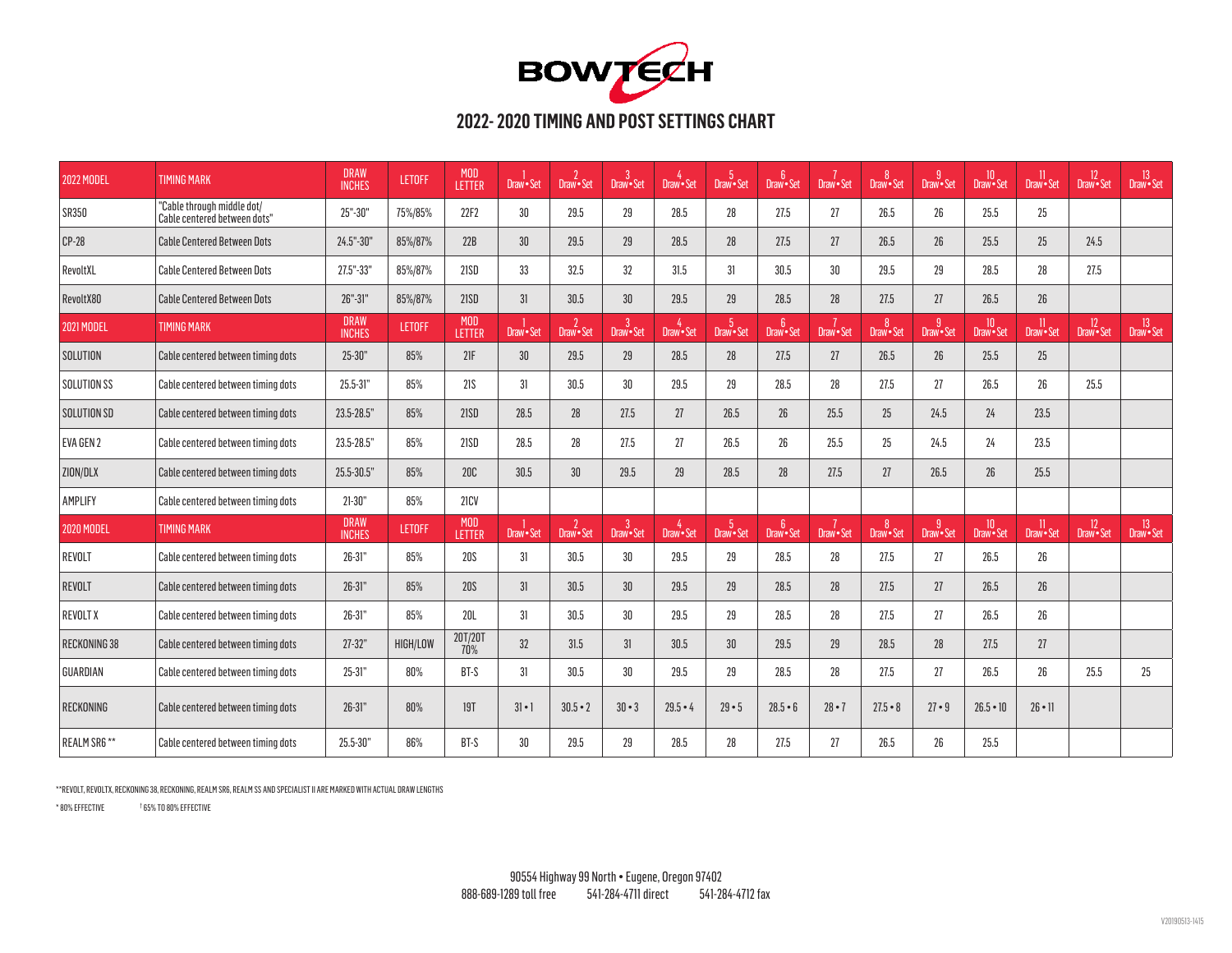# BOWTECH

## 2022- 2020 TIMING AND POST SETTINGS CHART

| 2022 MODEL | TIMING MARK | DRAW INCHES | LETOFF | MOD LETTER | 1 Draw • Set | 2 Draw • Set | 3 Draw • Set | 4 Draw • Set | 5 Draw • Set | 6 Draw • Set | 7 Draw • Set | 8 Draw • Set | 9 Draw • Set | 10 Draw • Set | 11 Draw • Set | 12 Draw • Set | 13 Draw • Set |
|---|---|---|---|---|---|---|---|---|---|---|---|---|---|---|---|---|---|
| SR350 | "Cable through middle dot/ Cable centered between dots" | 25"-30" | 75%/85% | 22F2 | 30 | 29.5 | 29 | 28.5 | 28 | 27.5 | 27 | 26.5 | 26 | 25.5 | 25 | | |
| CP-28 | Cable Centered Between Dots | 24.5"-30" | 85%/87% | 22B | 30 | 29.5 | 29 | 28.5 | 28 | 27.5 | 27 | 26.5 | 26 | 25.5 | 25 | 24.5 | |
| RevoltXL | Cable Centered Between Dots | 27.5"-33" | 85%/87% | 21SD | 33 | 32.5 | 32 | 31.5 | 31 | 30.5 | 30 | 29.5 | 29 | 28.5 | 28 | 27.5 | |
| RevoltX80 | Cable Centered Between Dots | 26"-31" | 85%/87% | 21SD | 31 | 30.5 | 30 | 29.5 | 29 | 28.5 | 28 | 27.5 | 27 | 26.5 | 26 | | |
| **2021 MODEL** | **TIMING MARK** | **DRAW INCHES** | **LETOFF** | **MOD LETTER** | **1 Draw • Set** | **2 Draw • Set** | **3 Draw • Set** | **4 Draw • Set** | **5 Draw • Set** | **6 Draw • Set** | **7 Draw • Set** | **8 Draw • Set** | **9 Draw • Set** | **10 Draw • Set** | **11 Draw • Set** | **12 Draw • Set** | **13 Draw • Set** |
| SOLUTION | Cable centered between timing dots | 25-30" | 85% | 21F | 30 | 29.5 | 29 | 28.5 | 28 | 27.5 | 27 | 26.5 | 26 | 25.5 | 25 | | |
| SOLUTION SS | Cable centered between timing dots | 25.5-31" | 85% | 21S | 31 | 30.5 | 30 | 29.5 | 29 | 28.5 | 28 | 27.5 | 27 | 26.5 | 26 | 25.5 | |
| SOLUTION SD | Cable centered between timing dots | 23.5-28.5" | 85% | 21SD | 28.5 | 28 | 27.5 | 27 | 26.5 | 26 | 25.5 | 25 | 24.5 | 24 | 23.5 | | |
| EVA GEN 2 | Cable centered between timing dots | 23.5-28.5" | 85% | 21SD | 28.5 | 28 | 27.5 | 27 | 26.5 | 26 | 25.5 | 25 | 24.5 | 24 | 23.5 | | |
| ZION/DLX | Cable centered between timing dots | 25.5-30.5" | 85% | 20C | 30.5 | 30 | 29.5 | 29 | 28.5 | 28 | 27.5 | 27 | 26.5 | 26 | 25.5 | | |
| AMPLIFY | Cable centered between timing dots | 21-30" | 85% | 21CV | | | | | | | | | | | | | |
| **2020 MODEL** | **TIMING MARK** | **DRAW INCHES** | **LETOFF** | **MOD LETTER** | **1 Draw • Set** | **2 Draw • Set** | **3 Draw • Set** | **4 Draw • Set** | **5 Draw • Set** | **6 Draw • Set** | **7 Draw • Set** | **8 Draw • Set** | **9 Draw • Set** | **10 Draw • Set** | **11 Draw • Set** | **12 Draw • Set** | **13 Draw • Set** |
| REVOLT | Cable centered between timing dots | 26-31" | 85% | 20S | 31 | 30.5 | 30 | 29.5 | 29 | 28.5 | 28 | 27.5 | 27 | 26.5 | 26 | | |
| REVOLT | Cable centered between timing dots | 26-31" | 85% | 20S | 31 | 30.5 | 30 | 29.5 | 29 | 28.5 | 28 | 27.5 | 27 | 26.5 | 26 | | |
| REVOLT X | Cable centered between timing dots | 26-31" | 85% | 20L | 31 | 30.5 | 30 | 29.5 | 29 | 28.5 | 28 | 27.5 | 27 | 26.5 | 26 | | |
| RECKONING 38 | Cable centered between timing dots | 27-32" | HIGH/LOW | 20T/20T 70% | 32 | 31.5 | 31 | 30.5 | 30 | 29.5 | 29 | 28.5 | 28 | 27.5 | 27 | | |
| GUARDIAN | Cable centered between timing dots | 25-31" | 80% | BT-S | 31 | 30.5 | 30 | 29.5 | 29 | 28.5 | 28 | 27.5 | 27 | 26.5 | 26 | 25.5 | 25 |
| RECKONING | Cable centered between timing dots | 26-31" | 80% | 19T | 31 • 1 | 30.5 • 2 | 30 • 3 | 29.5 • 4 | 29 • 5 | 28.5 • 6 | 28 • 7 | 27.5 • 8 | 27 • 9 | 26.5 • 10 | 26 • 11 | | |
| REALM SR6 ** | Cable centered between timing dots | 25.5-30" | 86% | BT-S | 30 | 29.5 | 29 | 28.5 | 28 | 27.5 | 27 | 26.5 | 26 | 25.5 | | | |

**REVOLT, REVOLTX, RECKONING 38, RECKONING, REALM SR6, REALM SS AND SPECIALIST II ARE MARKED WITH ACTUAL DRAW LENGTHS

* 80% EFFECTIVE    † 65% TO 80% EFFECTIVE

90554 Highway 99 North • Eugene, Oregon 97402
888-689-1289 toll free    541-284-4711 direct    541-284-4712 fax

V20190513-1415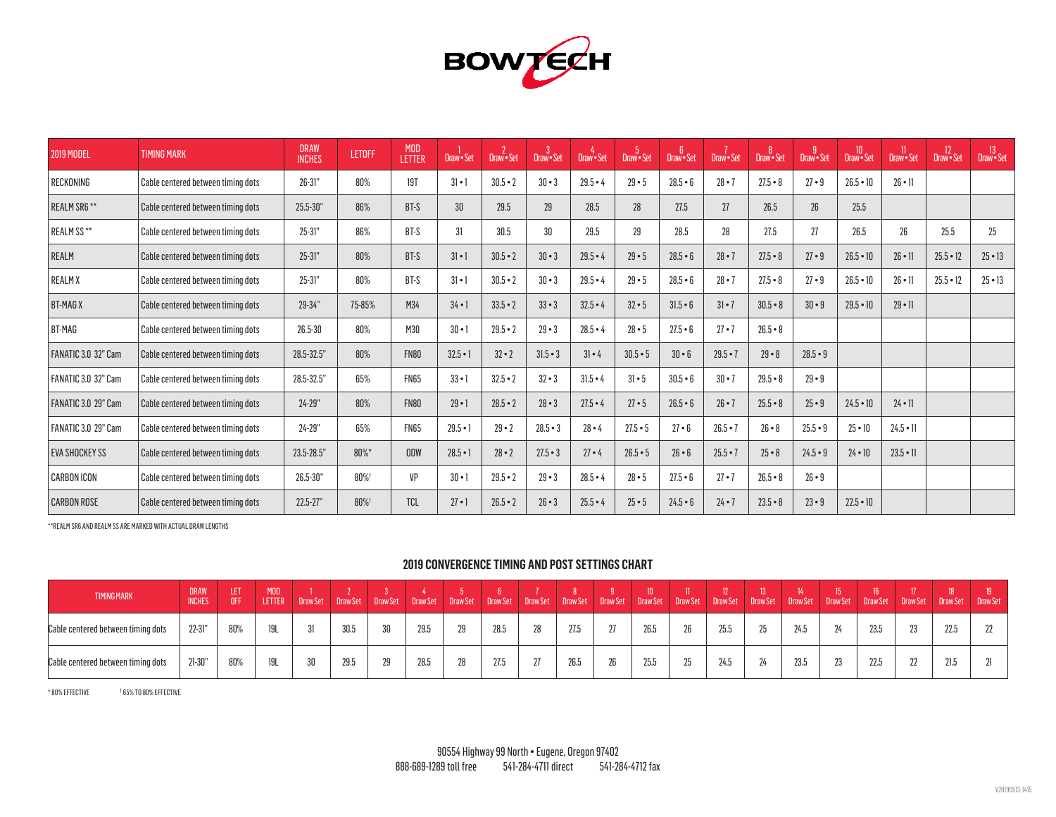# BOWTECH

| 2019 MODEL | TIMING MARK | DRAW INCHES | LETOFF | MOD LETTER | 1 Draw • Set | 2 Draw • Set | 3 Draw • Set | 4 Draw • Set | 5 Draw • Set | 6 Draw • Set | 7 Draw • Set | 8 Draw • Set | 9 Draw • Set | 10 Draw • Set | 11 Draw • Set | 12 Draw • Set | 13 Draw • Set |
|---|---|---|---|---|---|---|---|---|---|---|---|---|---|---|---|---|---|
| RECKONING | Cable centered between timing dots | 26-31" | 80% | 19T | 31 • 1 | 30.5 • 2 | 30 • 3 | 29.5 • 4 | 29 • 5 | 28.5 • 6 | 28 • 7 | 27.5 • 8 | 27 • 9 | 26.5 • 10 | 26 • 11 | | |
| REALM SR6 ** | Cable centered between timing dots | 25.5-30" | 86% | BT-S | 30 | 29.5 | 29 | 28.5 | 28 | 27.5 | 27 | 26.5 | 26 | 25.5 | | | |
| REALM SS ** | Cable centered between timing dots | 25-31" | 86% | BT-S | 31 | 30.5 | 30 | 29.5 | 29 | 28.5 | 28 | 27.5 | 27 | 26.5 | 26 | 25.5 | 25 |
| REALM | Cable centered between timing dots | 25-31" | 80% | BT-S | 31 • 1 | 30.5 • 2 | 30 • 3 | 29.5 • 4 | 29 • 5 | 28.5 • 6 | 28 • 7 | 27.5 • 8 | 27 • 9 | 26.5 • 10 | 26 • 11 | 25.5 • 12 | 25 • 13 |
| REALM X | Cable centered between timing dots | 25-31" | 80% | BT-S | 31 • 1 | 30.5 • 2 | 30 • 3 | 29.5 • 4 | 29 • 5 | 28.5 • 6 | 28 • 7 | 27.5 • 8 | 27 • 9 | 26.5 • 10 | 26 • 11 | 25.5 • 12 | 25 • 13 |
| BT-MAG X | Cable centered between timing dots | 29-34" | 75-85% | M34 | 34 • 1 | 33.5 • 2 | 33 • 3 | 32.5 • 4 | 32 • 5 | 31.5 • 6 | 31 • 7 | 30.5 • 8 | 30 • 9 | 29.5 • 10 | 29 • 11 | | |
| BT-MAG | Cable centered between timing dots | 26.5-30 | 80% | M30 | 30 • 1 | 29.5 • 2 | 29 • 3 | 28.5 • 4 | 28 • 5 | 27.5 • 6 | 27 • 7 | 26.5 • 8 | | | | | |
| FANATIC 3.0 32" Cam | Cable centered between timing dots | 28.5-32.5" | 80% | FN80 | 32.5 • 1 | 32 • 2 | 31.5 • 3 | 31 • 4 | 30.5 • 5 | 30 • 6 | 29.5 • 7 | 29 • 8 | 28.5 • 9 | | | | |
| FANATIC 3.0 32" Cam | Cable centered between timing dots | 28.5-32.5" | 65% | FN65 | 33 • 1 | 32.5 • 2 | 32 • 3 | 31.5 • 4 | 31 • 5 | 30.5 • 6 | 30 • 7 | 29.5 • 8 | 29 • 9 | | | | |
| FANATIC 3.0 29" Cam | Cable centered between timing dots | 24-29" | 80% | FN80 | 29 • 1 | 28.5 • 2 | 28 • 3 | 27.5 • 4 | 27 • 5 | 26.5 • 6 | 26 • 7 | 25.5 • 8 | 25 • 9 | 24.5 • 10 | 24 • 11 | | |
| FANATIC 3.0 29" Cam | Cable centered between timing dots | 24-29" | 65% | FN65 | 29.5 • 1 | 29 • 2 | 28.5 • 3 | 28 • 4 | 27.5 • 5 | 27 • 6 | 26.5 • 7 | 26 • 8 | 25.5 • 9 | 25 • 10 | 24.5 • 11 | | |
| EVA SHOCKEY SS | Cable centered between timing dots | 23.5-28.5" | 80%* | ODW | 28.5 • 1 | 28 • 2 | 27.5 • 3 | 27 • 4 | 26.5 • 5 | 26 • 6 | 25.5 • 7 | 25 • 8 | 24.5 • 9 | 24 • 10 | 23.5 • 11 | | |
| CARBON ICON | Cable centered between timing dots | 26.5-30" | 80%† | VP | 30 • 1 | 29.5 • 2 | 29 • 3 | 28.5 • 4 | 28 • 5 | 27.5 • 6 | 27 • 7 | 26.5 • 8 | 26 • 9 | | | | |
| CARBON ROSE | Cable centered between timing dots | 22.5-27" | 80%† | TCL | 27 • 1 | 26.5 • 2 | 26 • 3 | 25.5 • 4 | 25 • 5 | 24.5 • 6 | 24 • 7 | 23.5 • 8 | 23 • 9 | 22.5 • 10 | | | |

**REALM SR6 AND REALM SS ARE MARKED WITH ACTUAL DRAW LENGTHS

## 2019 CONVERGENCE TIMING AND POST SETTINGS CHART

| TIMING MARK | DRAW INCHES | LET OFF | MOD LETTER | 1 Draw Set | 2 Draw Set | 3 Draw Set | 4 Draw Set | 5 Draw Set | 6 Draw Set | 7 Draw Set | 8 Draw Set | 9 Draw Set | 10 Draw Set | 11 Draw Set | 12 Draw Set | 13 Draw Set | 14 Draw Set | 15 Draw Set | 16 Draw Set | 17 Draw Set | 18 Draw Set | 19 Draw Set |
|---|---|---|---|---|---|---|---|---|---|---|---|---|---|---|---|---|---|---|---|---|---|---|
| Cable centered between timing dots | 22-31" | 80% | 19L | 31 | 30.5 | 30 | 29.5 | 29 | 28.5 | 28 | 27.5 | 27 | 26.5 | 26 | 25.5 | 25 | 24.5 | 24 | 23.5 | 23 | 22.5 | 22 |
| Cable centered between timing dots | 21-30" | 80% | 19L | 30 | 29.5 | 29 | 28.5 | 28 | 27.5 | 27 | 26.5 | 26 | 25.5 | 25 | 24.5 | 24 | 23.5 | 23 | 22.5 | 22 | 21.5 | 21 |

* 80% EFFECTIVE  † 65% TO 80% EFFECTIVE

90554 Highway 99 North • Eugene, Oregon 97402
888-689-1289 toll free  541-284-4711 direct  541-284-4712 fax

V20190513-1415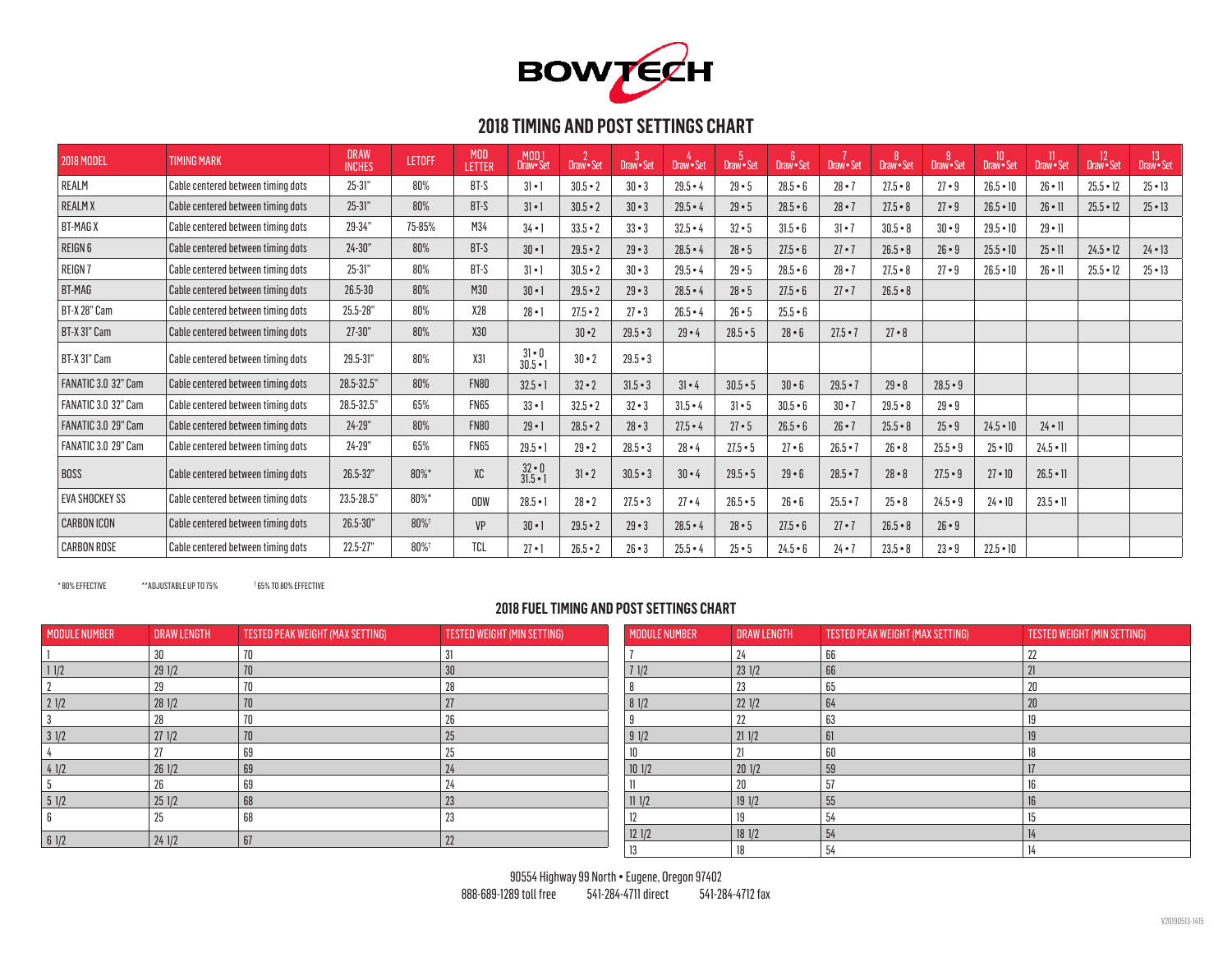# BOWTECH

## 2018 TIMING AND POST SETTINGS CHART

| 2018 MODEL | TIMING MARK | DRAW INCHES | LETOFF | MOD LETTER | MOD 1 Draw • Set | 2 Draw • Set | 3 Draw • Set | 4 Draw • Set | 5 Draw • Set | 6 Draw • Set | 7 Draw • Set | 8 Draw • Set | 9 Draw • Set | 10 Draw • Set | 11 Draw • Set | 12 Draw • Set | 13 Draw • Set |
|---|---|---|---|---|---|---|---|---|---|---|---|---|---|---|---|---|---|
| REALM | Cable centered between timing dots | 25-31" | 80% | BT-S | 31 • 1 | 30.5 • 2 | 30 • 3 | 29.5 • 4 | 29 • 5 | 28.5 • 6 | 28 • 7 | 27.5 • 8 | 27 • 9 | 26.5 • 10 | 26 • 11 | 25.5 • 12 | 25 • 13 |
| REALM X | Cable centered between timing dots | 25-31" | 80% | BT-S | 31 • 1 | 30.5 • 2 | 30 • 3 | 29.5 • 4 | 29 • 5 | 28.5 • 6 | 28 • 7 | 27.5 • 8 | 27 • 9 | 26.5 • 10 | 26 • 11 | 25.5 • 12 | 25 • 13 |
| BT-MAG X | Cable centered between timing dots | 29-34" | 75-85% | M34 | 34 • 1 | 33.5 • 2 | 33 • 3 | 32.5 • 4 | 32 • 5 | 31.5 • 6 | 31 • 7 | 30.5 • 8 | 30 • 9 | 29.5 • 10 | 29 • 11 | | |
| REIGN 6 | Cable centered between timing dots | 24-30" | 80% | BT-S | 30 • 1 | 29.5 • 2 | 29 • 3 | 28.5 • 4 | 28 • 5 | 27.5 • 6 | 27 • 7 | 26.5 • 8 | 26 • 9 | 25.5 • 10 | 25 • 11 | 24.5 • 12 | 24 • 13 |
| REIGN 7 | Cable centered between timing dots | 25-31" | 80% | BT-S | 31 • 1 | 30.5 • 2 | 30 • 3 | 29.5 • 4 | 29 • 5 | 28.5 • 6 | 28 • 7 | 27.5 • 8 | 27 • 9 | 26.5 • 10 | 26 • 11 | 25.5 • 12 | 25 • 13 |
| BT-MAG | Cable centered between timing dots | 26.5-30 | 80% | M30 | 30 • 1 | 29.5 • 2 | 29 • 3 | 28.5 • 4 | 28 • 5 | 27.5 • 6 | 27 • 7 | 26.5 • 8 | | | | | |
| BT-X 28" Cam | Cable centered between timing dots | 25.5-28" | 80% | X28 | 28 • 1 | 27.5 • 2 | 27 • 3 | 26.5 • 4 | 26 • 5 | 25.5 • 6 | | | | | | | |
| BT-X 31" Cam | Cable centered between timing dots | 27-30" | 80% | X30 | | 30 • 2 | 29.5 • 3 | 29 • 4 | 28.5 • 5 | 28 • 6 | 27.5 • 7 | 27 • 8 | | | | | |
| BT-X 31" Cam | Cable centered between timing dots | 29.5-31" | 80% | X31 | 31 • 0<br>30.5 • 1 | 30 • 2 | 29.5 • 3 | | | | | | | | | | |
| FANATIC 3.0 32" Cam | Cable centered between timing dots | 28.5-32.5" | 80% | FN80 | 32.5 • 1 | 32 • 2 | 31.5 • 3 | 31 • 4 | 30.5 • 5 | 30 • 6 | 29.5 • 7 | 29 • 8 | 28.5 • 9 | | | | |
| FANATIC 3.0 32" Cam | Cable centered between timing dots | 28.5-32.5" | 65% | FN65 | 33 • 1 | 32.5 • 2 | 32 • 3 | 31.5 • 4 | 31 • 5 | 30.5 • 6 | 30 • 7 | 29.5 • 8 | 29 • 9 | | | | |
| FANATIC 3.0 29" Cam | Cable centered between timing dots | 24-29" | 80% | FN80 | 29 • 1 | 28.5 • 2 | 28 • 3 | 27.5 • 4 | 27 • 5 | 26.5 • 6 | 26 • 7 | 25.5 • 8 | 25 • 9 | 24.5 • 10 | 24 • 11 | | |
| FANATIC 3.0 29" Cam | Cable centered between timing dots | 24-29" | 65% | FN65 | 29.5 • 1 | 29 • 2 | 28.5 • 3 | 28 • 4 | 27.5 • 5 | 27 • 6 | 26.5 • 7 | 26 • 8 | 25.5 • 9 | 25 • 10 | 24.5 • 11 | | |
| BOSS | Cable centered between timing dots | 26.5-32" | 80%* | XC | 32 • 0<br>31.5 • 1 | 31 • 2 | 30.5 • 3 | 30 • 4 | 29.5 • 5 | 29 • 6 | 28.5 • 7 | 28 • 8 | 27.5 • 9 | 27 • 10 | 26.5 • 11 | | |
| EVA SHOCKEY SS | Cable centered between timing dots | 23.5-28.5" | 80%* | ODW | 28.5 • 1 | 28 • 2 | 27.5 • 3 | 27 • 4 | 26.5 • 5 | 26 • 6 | 25.5 • 7 | 25 • 8 | 24.5 • 9 | 24 • 10 | 23.5 • 11 | | |
| CARBON ICON | Cable centered between timing dots | 26.5-30" | 80%† | VP | 30 • 1 | 29.5 • 2 | 29 • 3 | 28.5 • 4 | 28 • 5 | 27.5 • 6 | 27 • 7 | 26.5 • 8 | 26 • 9 | | | | |
| CARBON ROSE | Cable centered between timing dots | 22.5-27" | 80%† | TCL | 27 • 1 | 26.5 • 2 | 26 • 3 | 25.5 • 4 | 25 • 5 | 24.5 • 6 | 24 • 7 | 23.5 • 8 | 23 • 9 | 22.5 • 10 | | | |

\* 80% EFFECTIVE   ** ADJUSTABLE UP TO 75%   † 65% TO 80% EFFECTIVE

## 2018 FUEL TIMING AND POST SETTINGS CHART

| MODULE NUMBER | DRAW LENGTH | TESTED PEAK WEIGHT (MAX SETTING) | TESTED WEIGHT (MIN SETTING) |
|---|---|---|---|
| 1 | 30 | 70 | 31 |
| 1 1/2 | 29 1/2 | 70 | 30 |
| 2 | 29 | 70 | 28 |
| 2 1/2 | 28 1/2 | 70 | 27 |
| 3 | 28 | 70 | 26 |
| 3 1/2 | 27 1/2 | 70 | 25 |
| 4 | 27 | 69 | 25 |
| 4 1/2 | 26 1/2 | 69 | 24 |
| 5 | 26 | 69 | 24 |
| 5 1/2 | 25 1/2 | 68 | 23 |
| 6 | 25 | 68 | 23 |
| 6 1/2 | 24 1/2 | 67 | 22 |

| MODULE NUMBER | DRAW LENGTH | TESTED PEAK WEIGHT (MAX SETTING) | TESTED WEIGHT (MIN SETTING) |
|---|---|---|---|
| 7 | 24 | 66 | 22 |
| 7 1/2 | 23 1/2 | 66 | 21 |
| 8 | 23 | 65 | 20 |
| 8 1/2 | 22 1/2 | 64 | 20 |
| 9 | 22 | 63 | 19 |
| 9 1/2 | 21 1/2 | 61 | 19 |
| 10 | 21 | 60 | 18 |
| 10 1/2 | 20 1/2 | 59 | 17 |
| 11 | 20 | 57 | 16 |
| 11 1/2 | 19 1/2 | 55 | 16 |
| 12 | 19 | 54 | 15 |
| 12 1/2 | 18 1/2 | 54 | 14 |
| 13 | 18 | 54 | 14 |

90554 Highway 99 North • Eugene, Oregon 97402
888-689-1289 toll free   541-284-4711 direct   541-284-4712 fax

V20190513-1415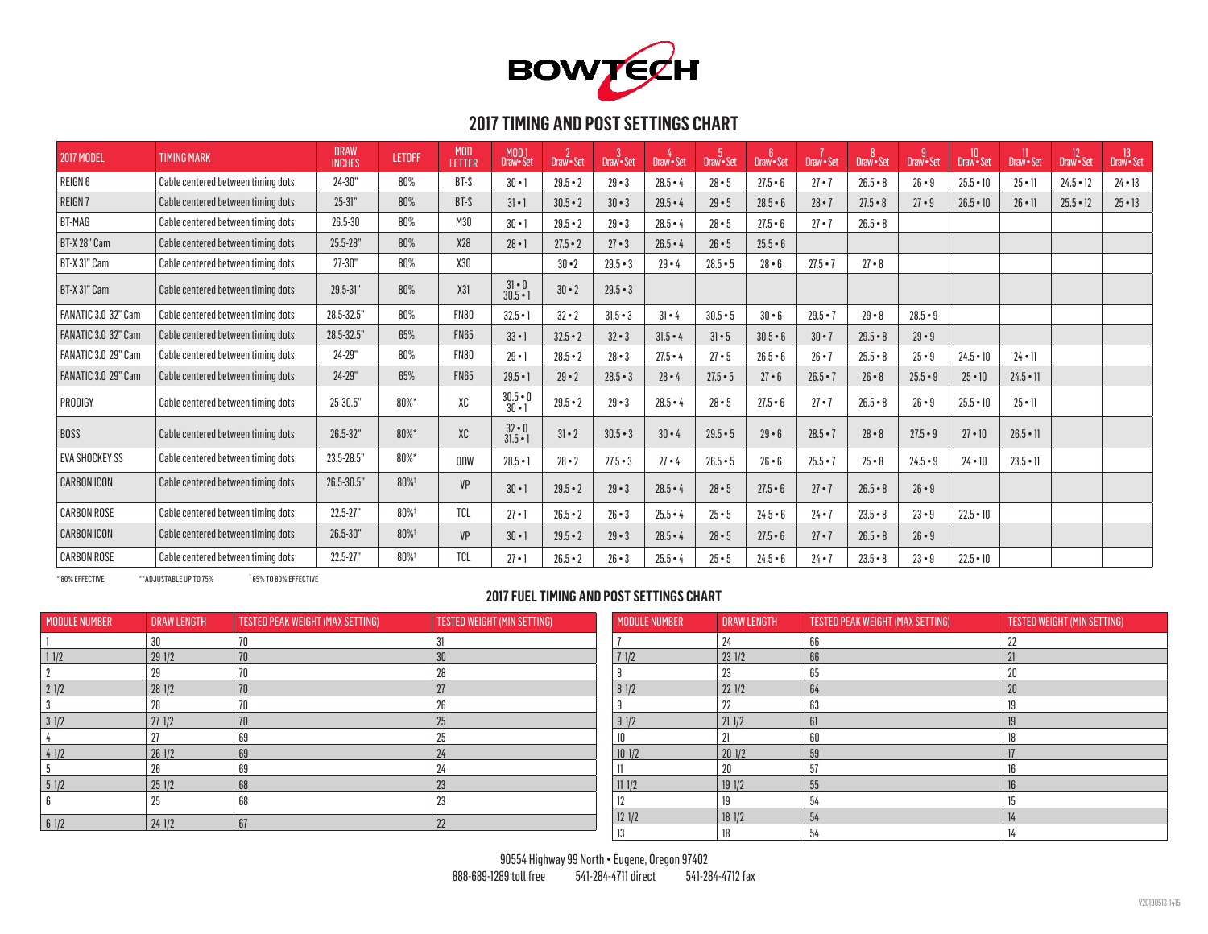# BOWTECH

## 2017 TIMING AND POST SETTINGS CHART

| 2017 MODEL | TIMING MARK | DRAW INCHES | LETOFF | MOD LETTER | MOD 1 Draw • Set | 2 Draw • Set | 3 Draw • Set | 4 Draw • Set | 5 Draw • Set | 6 Draw • Set | 7 Draw • Set | 8 Draw • Set | 9 Draw • Set | 10 Draw • Set | 11 Draw • Set | 12 Draw • Set | 13 Draw • Set |
|---|---|---|---|---|---|---|---|---|---|---|---|---|---|---|---|---|---|
| REIGN 6 | Cable centered between timing dots | 24-30" | 80% | BT-S | 30 • 1 | 29.5 • 2 | 29 • 3 | 28.5 • 4 | 28 • 5 | 27.5 • 6 | 27 • 7 | 26.5 • 8 | 26 • 9 | 25.5 • 10 | 25 • 11 | 24.5 • 12 | 24 • 13 |
| REIGN 7 | Cable centered between timing dots | 25-31" | 80% | BT-S | 31 • 1 | 30.5 • 2 | 30 • 3 | 29.5 • 4 | 29 • 5 | 28.5 • 6 | 28 • 7 | 27.5 • 8 | 27 • 9 | 26.5 • 10 | 26 • 11 | 25.5 • 12 | 25 • 13 |
| BT-MAG | Cable centered between timing dots | 26.5-30 | 80% | M30 | 30 • 1 | 29.5 • 2 | 29 • 3 | 28.5 • 4 | 28 • 5 | 27.5 • 6 | 27 • 7 | 26.5 • 8 | | | | | |
| BT-X 28" Cam | Cable centered between timing dots | 25.5-28" | 80% | X28 | 28 • 1 | 27.5 • 2 | 27 • 3 | 26.5 • 4 | 26 • 5 | 25.5 • 6 | | | | | | | |
| BT-X 31" Cam | Cable centered between timing dots | 27-30" | 80% | X30 | | 30 • 2 | 29.5 • 3 | 29 • 4 | 28.5 • 5 | 28 • 6 | 27.5 • 7 | 27 • 8 | | | | | |
| BT-X 31" Cam | Cable centered between timing dots | 29.5-31" | 80% | X31 | 31 • 0<br>30.5 • 1 | 30 • 2 | 29.5 • 3 | | | | | | | | | | |
| FANATIC 3.0 32" Cam | Cable centered between timing dots | 28.5-32.5" | 80% | FN80 | 32.5 • 1 | 32 • 2 | 31.5 • 3 | 31 • 4 | 30.5 • 5 | 30 • 6 | 29.5 • 7 | 29 • 8 | 28.5 • 9 | | | | |
| FANATIC 3.0 32" Cam | Cable centered between timing dots | 28.5-32.5" | 65% | FN65 | 33 • 1 | 32.5 • 2 | 32 • 3 | 31.5 • 4 | 31 • 5 | 30.5 • 6 | 30 • 7 | 29.5 • 8 | 29 • 9 | | | | |
| FANATIC 3.0 29" Cam | Cable centered between timing dots | 24-29" | 80% | FN80 | 29 • 1 | 28.5 • 2 | 28 • 3 | 27.5 • 4 | 27 • 5 | 26.5 • 6 | 26 • 7 | 25.5 • 8 | 25 • 9 | 24.5 • 10 | 24 • 11 | | |
| FANATIC 3.0 29" Cam | Cable centered between timing dots | 24-29" | 65% | FN65 | 29.5 • 1 | 29 • 2 | 28.5 • 3 | 28 • 4 | 27.5 • 5 | 27 • 6 | 26.5 • 7 | 26 • 8 | 25.5 • 9 | 25 • 10 | 24.5 • 11 | | |
| PRODIGY | Cable centered between timing dots | 25-30.5" | 80%* | XC | 30.5 • 0<br>30 • 1 | 29.5 • 2 | 29 • 3 | 28.5 • 4 | 28 • 5 | 27.5 • 6 | 27 • 7 | 26.5 • 8 | 26 • 9 | 25.5 • 10 | 25 • 11 | | |
| BOSS | Cable centered between timing dots | 26.5-32" | 80%* | XC | 32 • 0<br>31.5 • 1 | 31 • 2 | 30.5 • 3 | 30 • 4 | 29.5 • 5 | 29 • 6 | 28.5 • 7 | 28 • 8 | 27.5 • 9 | 27 • 10 | 26.5 • 11 | | |
| EVA SHOCKEY SS | Cable centered between timing dots | 23.5-28.5" | 80%* | ODW | 28.5 • 1 | 28 • 2 | 27.5 • 3 | 27 • 4 | 26.5 • 5 | 26 • 6 | 25.5 • 7 | 25 • 8 | 24.5 • 9 | 24 • 10 | 23.5 • 11 | | |
| CARBON ICON | Cable centered between timing dots | 26.5-30.5" | 80%† | VP | 30 • 1 | 29.5 • 2 | 29 • 3 | 28.5 • 4 | 28 • 5 | 27.5 • 6 | 27 • 7 | 26.5 • 8 | 26 • 9 | | | | |
| CARBON ROSE | Cable centered between timing dots | 22.5-27" | 80%† | TCL | 27 • 1 | 26.5 • 2 | 26 • 3 | 25.5 • 4 | 25 • 5 | 24.5 • 6 | 24 • 7 | 23.5 • 8 | 23 • 9 | 22.5 • 10 | | | |
| CARBON ICON | Cable centered between timing dots | 26.5-30" | 80%† | VP | 30 • 1 | 29.5 • 2 | 29 • 3 | 28.5 • 4 | 28 • 5 | 27.5 • 6 | 27 • 7 | 26.5 • 8 | 26 • 9 | | | | |
| CARBON ROSE | Cable centered between timing dots | 22.5-27" | 80%† | TCL | 27 • 1 | 26.5 • 2 | 26 • 3 | 25.5 • 4 | 25 • 5 | 24.5 • 6 | 24 • 7 | 23.5 • 8 | 23 • 9 | 22.5 • 10 | | | |

\* 80% EFFECTIVE   \*\*ADJUSTABLE UP TO 75%   † 65% TO 80% EFFECTIVE

## 2017 FUEL TIMING AND POST SETTINGS CHART

| MODULE NUMBER | DRAW LENGTH | TESTED PEAK WEIGHT (MAX SETTING) | TESTED WEIGHT (MIN SETTING) |
|---|---|---|---|
| 1 | 30 | 70 | 31 |
| 1 1/2 | 29 1/2 | 70 | 30 |
| 2 | 29 | 70 | 28 |
| 2 1/2 | 28 1/2 | 70 | 27 |
| 3 | 28 | 70 | 26 |
| 3 1/2 | 27 1/2 | 70 | 25 |
| 4 | 27 | 69 | 25 |
| 4 1/2 | 26 1/2 | 69 | 24 |
| 5 | 26 | 69 | 24 |
| 5 1/2 | 25 1/2 | 68 | 23 |
| 6 | 25 | 68 | 23 |
| 6 1/2 | 24 1/2 | 67 | 22 |
| 7 | 24 | 66 | 22 |
| 7 1/2 | 23 1/2 | 66 | 21 |
| 8 | 23 | 65 | 20 |
| 8 1/2 | 22 1/2 | 64 | 20 |
| 9 | 22 | 63 | 19 |
| 9 1/2 | 21 1/2 | 61 | 19 |
| 10 | 21 | 60 | 18 |
| 10 1/2 | 20 1/2 | 59 | 17 |
| 11 | 20 | 57 | 16 |
| 11 1/2 | 19 1/2 | 55 | 16 |
| 12 | 19 | 54 | 15 |
| 12 1/2 | 18 1/2 | 54 | 14 |
| 13 | 18 | 54 | 14 |

90554 Highway 99 North • Eugene, Oregon 97402
888-689-1289 toll free   541-284-4711 direct   541-284-4712 fax

V20190513-1415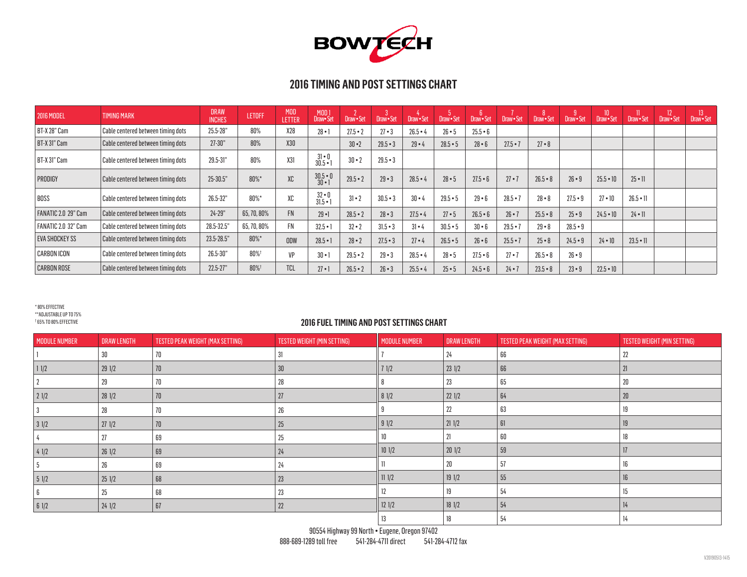BOWTECH

## 2016 TIMING AND POST SETTINGS CHART

| 2016 MODEL | TIMING MARK | DRAW INCHES | LETOFF | MOD LETTER | MOD 1 Draw • Set | 2 Draw • Set | 3 Draw • Set | 4 Draw • Set | 5 Draw • Set | 6 Draw • Set | 7 Draw • Set | 8 Draw • Set | 9 Draw • Set | 10 Draw • Set | 11 Draw • Set | 12 Draw • Set | 13 Draw • Set |
|---|---|---|---|---|---|---|---|---|---|---|---|---|---|---|---|---|---|
| BT-X 28" Cam | Cable centered between timing dots | 25.5-28" | 80% | X28 | 28 • 1 | 27.5 • 2 | 27 • 3 | 26.5 • 4 | 26 • 5 | 25.5 • 6 | | | | | | | |
| BT-X 31" Cam | Cable centered between timing dots | 27-30" | 80% | X30 | | 30 • 2 | 29.5 • 3 | 29 • 4 | 28.5 • 5 | 28 • 6 | 27.5 • 7 | 27 • 8 | | | | | |
| BT-X 31" Cam | Cable centered between timing dots | 29.5-31" | 80% | X31 | 31 • 0 30.5 • 1 | 30 • 2 | 29.5 • 3 | | | | | | | | | | |
| PRODIGY | Cable centered between timing dots | 25-30.5" | 80%* | XC | 30.5 • 0 30 • 1 | 29.5 • 2 | 29 • 3 | 28.5 • 4 | 28 • 5 | 27.5 • 6 | 27 • 7 | 26.5 • 8 | 26 • 9 | 25.5 • 10 | 25 • 11 | | |
| BOSS | Cable centered between timing dots | 26.5-32" | 80%* | XC | 32 • 0 31.5 • 1 | 31 • 2 | 30.5 • 3 | 30 • 4 | 29.5 • 5 | 29 • 6 | 28.5 • 7 | 28 • 8 | 27.5 • 9 | 27 • 10 | 26.5 • 11 | | |
| FANATIC 2.0 29" Cam | Cable centered between timing dots | 24-29" | 65, 70, 80% | FN | 29 • 1 | 28.5 • 2 | 28 • 3 | 27.5 • 4 | 27 • 5 | 26.5 • 6 | 26 • 7 | 25.5 • 8 | 25 • 9 | 24.5 • 10 | 24 • 11 | | |
| FANATIC 2.0 32" Cam | Cable centered between timing dots | 28.5-32.5" | 65, 70, 80% | FN | 32.5 • 1 | 32 • 2 | 31.5 • 3 | 31 • 4 | 30.5 • 5 | 30 • 6 | 29.5 • 7 | 29 • 8 | 28.5 • 9 | | | | |
| EVA SHOCKEY SS | Cable centered between timing dots | 23.5-28.5" | 80%* | ODW | 28.5 • 1 | 28 • 2 | 27.5 • 3 | 27 • 4 | 26.5 • 5 | 26 • 6 | 25.5 • 7 | 25 • 8 | 24.5 • 9 | 24 • 10 | 23.5 • 11 | | |
| CARBON ICON | Cable centered between timing dots | 26.5-30" | 80%† | VP | 30 • 1 | 29.5 • 2 | 29 • 3 | 28.5 • 4 | 28 • 5 | 27.5 • 6 | 27 • 7 | 26.5 • 8 | 26 • 9 | | | | |
| CARBON ROSE | Cable centered between timing dots | 22.5-27" | 80%† | TCL | 27 • 1 | 26.5 • 2 | 26 • 3 | 25.5 • 4 | 25 • 5 | 24.5 • 6 | 24 • 7 | 23.5 • 8 | 23 • 9 | 22.5 • 10 | | | |

\* 80% EFFECTIVE
\*\*ADJUSTABLE UP TO 75%
† 65% TO 80% EFFECTIVE

## 2016 FUEL TIMING AND POST SETTINGS CHART

| MODULE NUMBER | DRAW LENGTH | TESTED PEAK WEIGHT (MAX SETTING) | TESTED WEIGHT (MIN SETTING) |
|---|---|---|---|
| 1 | 30 | 70 | 31 |
| 1 1/2 | 29 1/2 | 70 | 30 |
| 2 | 29 | 70 | 28 |
| 2 1/2 | 28 1/2 | 70 | 27 |
| 3 | 28 | 70 | 26 |
| 3 1/2 | 27 1/2 | 70 | 25 |
| 4 | 27 | 69 | 25 |
| 4 1/2 | 26 1/2 | 69 | 24 |
| 5 | 26 | 69 | 24 |
| 5 1/2 | 25 1/2 | 68 | 23 |
| 6 | 25 | 68 | 23 |
| 6 1/2 | 24 1/2 | 67 | 22 |
| 7 | 24 | 66 | 22 |
| 7 1/2 | 23 1/2 | 66 | 21 |
| 8 | 23 | 65 | 20 |
| 8 1/2 | 22 1/2 | 64 | 20 |
| 9 | 22 | 63 | 19 |
| 9 1/2 | 21 1/2 | 61 | 19 |
| 10 | 21 | 60 | 18 |
| 10 1/2 | 20 1/2 | 59 | 17 |
| 11 | 20 | 57 | 16 |
| 11 1/2 | 19 1/2 | 55 | 16 |
| 12 | 19 | 54 | 15 |
| 12 1/2 | 18 1/2 | 54 | 14 |
| 13 | 18 | 54 | 14 |

90554 Highway 99 North • Eugene, Oregon 97402
888-689-1289 toll free 541-284-4711 direct 541-284-4712 fax

V20190513-1415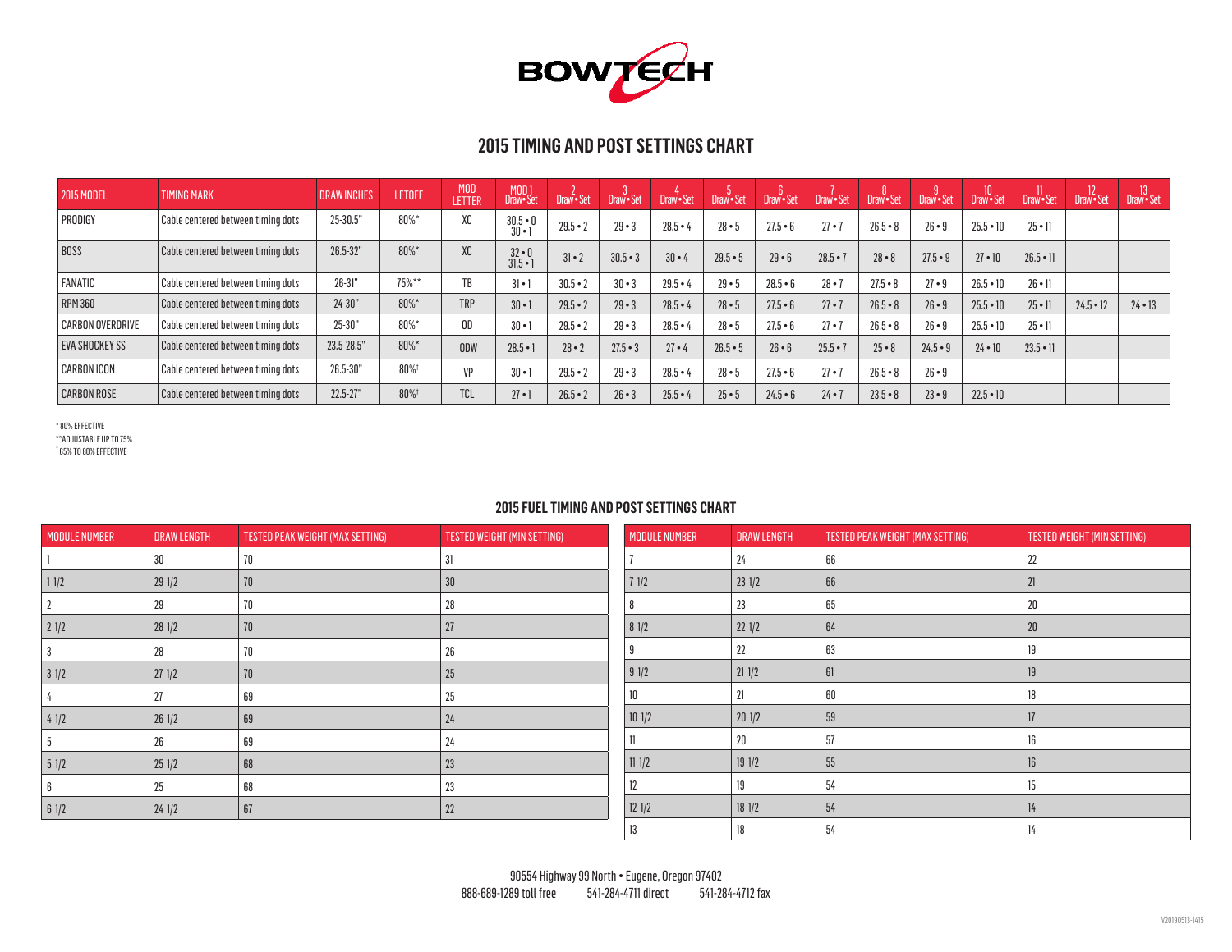BOWTECH

# 2015 TIMING AND POST SETTINGS CHART

| 2015 MODEL | TIMING MARK | DRAW INCHES | LETOFF | MOD LETTER | MOD 1 Draw • Set | 2 Draw • Set | 3 Draw • Set | 4 Draw • Set | 5 Draw • Set | 6 Draw • Set | 7 Draw • Set | 8 Draw • Set | 9 Draw • Set | 10 Draw • Set | 11 Draw • Set | 12 Draw • Set | 13 Draw • Set |
|---|---|---|---|---|---|---|---|---|---|---|---|---|---|---|---|---|---|
| PRODIGY | Cable centered between timing dots | 25-30.5" | 80%* | XC | 30.5 • 0 30 • 1 | 29.5 • 2 | 29 • 3 | 28.5 • 4 | 28 • 5 | 27.5 • 6 | 27 • 7 | 26.5 • 8 | 26 • 9 | 25.5 • 10 | 25 • 11 | | |
| BOSS | Cable centered between timing dots | 26.5-32" | 80%* | XC | 32 • 0 31.5 • 1 | 31 • 2 | 30.5 • 3 | 30 • 4 | 29.5 • 5 | 29 • 6 | 28.5 • 7 | 28 • 8 | 27.5 • 9 | 27 • 10 | 26.5 • 11 | | |
| FANATIC | Cable centered between timing dots | 26-31" | 75%** | TB | 31 • 1 | 30.5 • 2 | 30 • 3 | 29.5 • 4 | 29 • 5 | 28.5 • 6 | 28 • 7 | 27.5 • 8 | 27 • 9 | 26.5 • 10 | 26 • 11 | | |
| RPM 360 | Cable centered between timing dots | 24-30" | 80%* | TRP | 30 • 1 | 29.5 • 2 | 29 • 3 | 28.5 • 4 | 28 • 5 | 27.5 • 6 | 27 • 7 | 26.5 • 8 | 26 • 9 | 25.5 • 10 | 25 • 11 | 24.5 • 12 | 24 • 13 |
| CARBON OVERDRIVE | Cable centered between timing dots | 25-30" | 80%* | OD | 30 • 1 | 29.5 • 2 | 29 • 3 | 28.5 • 4 | 28 • 5 | 27.5 • 6 | 27 • 7 | 26.5 • 8 | 26 • 9 | 25.5 • 10 | 25 • 11 | | |
| EVA SHOCKEY SS | Cable centered between timing dots | 23.5-28.5" | 80%* | ODW | 28.5 • 1 | 28 • 2 | 27.5 • 3 | 27 • 4 | 26.5 • 5 | 26 • 6 | 25.5 • 7 | 25 • 8 | 24.5 • 9 | 24 • 10 | 23.5 • 11 | | |
| CARBON ICON | Cable centered between timing dots | 26.5-30" | 80%† | VP | 30 • 1 | 29.5 • 2 | 29 • 3 | 28.5 • 4 | 28 • 5 | 27.5 • 6 | 27 • 7 | 26.5 • 8 | 26 • 9 | | | | |
| CARBON ROSE | Cable centered between timing dots | 22.5-27" | 80%† | TCL | 27 • 1 | 26.5 • 2 | 26 • 3 | 25.5 • 4 | 25 • 5 | 24.5 • 6 | 24 • 7 | 23.5 • 8 | 23 • 9 | 22.5 • 10 | | | |

* 80% EFFECTIVE
** ADJUSTABLE UP TO 75%
† 65% TO 80% EFFECTIVE

## 2015 FUEL TIMING AND POST SETTINGS CHART

| MODULE NUMBER | DRAW LENGTH | TESTED PEAK WEIGHT (MAX SETTING) | TESTED WEIGHT (MIN SETTING) |
|---|---|---|---|
| 1 | 30 | 70 | 31 |
| 1 1/2 | 29 1/2 | 70 | 30 |
| 2 | 29 | 70 | 28 |
| 2 1/2 | 28 1/2 | 70 | 27 |
| 3 | 28 | 70 | 26 |
| 3 1/2 | 27 1/2 | 70 | 25 |
| 4 | 27 | 69 | 25 |
| 4 1/2 | 26 1/2 | 69 | 24 |
| 5 | 26 | 69 | 24 |
| 5 1/2 | 25 1/2 | 68 | 23 |
| 6 | 25 | 68 | 23 |
| 6 1/2 | 24 1/2 | 67 | 22 |

| MODULE NUMBER | DRAW LENGTH | TESTED PEAK WEIGHT (MAX SETTING) | TESTED WEIGHT (MIN SETTING) |
|---|---|---|---|
| 7 | 24 | 66 | 22 |
| 7 1/2 | 23 1/2 | 66 | 21 |
| 8 | 23 | 65 | 20 |
| 8 1/2 | 22 1/2 | 64 | 20 |
| 9 | 22 | 63 | 19 |
| 9 1/2 | 21 1/2 | 61 | 19 |
| 10 | 21 | 60 | 18 |
| 10 1/2 | 20 1/2 | 59 | 17 |
| 11 | 20 | 57 | 16 |
| 11 1/2 | 19 1/2 | 55 | 16 |
| 12 | 19 | 54 | 15 |
| 12 1/2 | 18 1/2 | 54 | 14 |
| 13 | 18 | 54 | 14 |

90554 Highway 99 North • Eugene, Oregon 97402
888-689-1289 toll free    541-284-4711 direct    541-284-4712 fax

V20190513-1415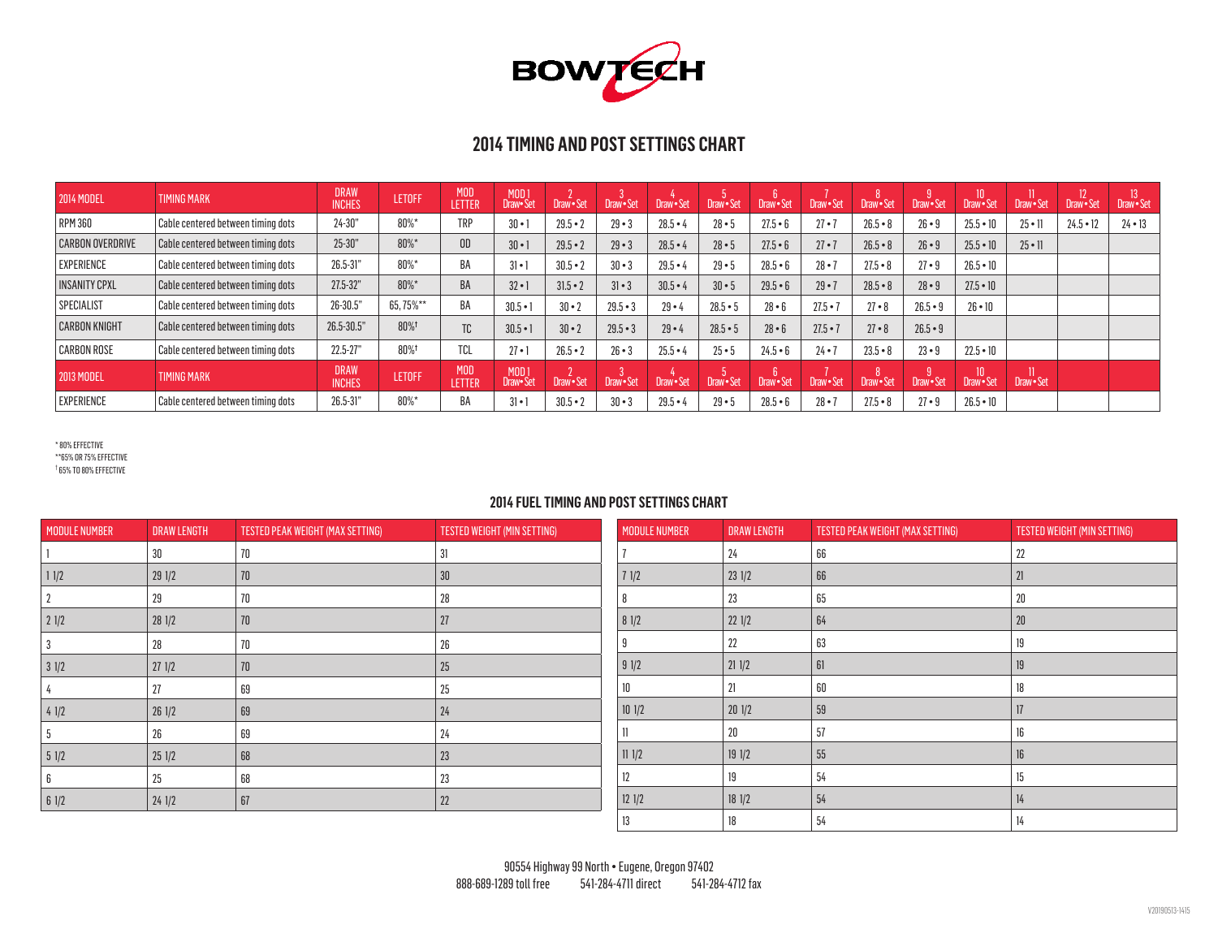# BOWTECH

## 2014 TIMING AND POST SETTINGS CHART

| 2014 MODEL | TIMING MARK | DRAW INCHES | LETOFF | MOD LETTER | MOD 1 Draw • Set | 2 Draw • Set | 3 Draw • Set | 4 Draw • Set | 5 Draw • Set | 6 Draw • Set | 7 Draw • Set | 8 Draw • Set | 9 Draw • Set | 10 Draw • Set | 11 Draw • Set | 12 Draw • Set | 13 Draw • Set |
|---|---|---|---|---|---|---|---|---|---|---|---|---|---|---|---|---|---|
| RPM 360 | Cable centered between timing dots | 24-30" | 80%* | TRP | 30 • 1 | 29.5 • 2 | 29 • 3 | 28.5 • 4 | 28 • 5 | 27.5 • 6 | 27 • 7 | 26.5 • 8 | 26 • 9 | 25.5 • 10 | 25 • 11 | 24.5 • 12 | 24 • 13 |
| CARBON OVERDRIVE | Cable centered between timing dots | 25-30" | 80%* | OD | 30 • 1 | 29.5 • 2 | 29 • 3 | 28.5 • 4 | 28 • 5 | 27.5 • 6 | 27 • 7 | 26.5 • 8 | 26 • 9 | 25.5 • 10 | 25 • 11 | | |
| EXPERIENCE | Cable centered between timing dots | 26.5-31" | 80%* | BA | 31 • 1 | 30.5 • 2 | 30 • 3 | 29.5 • 4 | 29 • 5 | 28.5 • 6 | 28 • 7 | 27.5 • 8 | 27 • 9 | 26.5 • 10 | | | |
| INSANITY CPXL | Cable centered between timing dots | 27.5-32" | 80%* | BA | 32 • 1 | 31.5 • 2 | 31 • 3 | 30.5 • 4 | 30 • 5 | 29.5 • 6 | 29 • 7 | 28.5 • 8 | 28 • 9 | 27.5 • 10 | | | |
| SPECIALIST | Cable centered between timing dots | 26-30.5" | 65, 75%** | BA | 30.5 • 1 | 30 • 2 | 29.5 • 3 | 29 • 4 | 28.5 • 5 | 28 • 6 | 27.5 • 7 | 27 • 8 | 26.5 • 9 | 26 • 10 | | | |
| CARBON KNIGHT | Cable centered between timing dots | 26.5-30.5" | 80%† | TC | 30.5 • 1 | 30 • 2 | 29.5 • 3 | 29 • 4 | 28.5 • 5 | 28 • 6 | 27.5 • 7 | 27 • 8 | 26.5 • 9 | | | | |
| CARBON ROSE | Cable centered between timing dots | 22.5-27" | 80%† | TCL | 27 • 1 | 26.5 • 2 | 26 • 3 | 25.5 • 4 | 25 • 5 | 24.5 • 6 | 24 • 7 | 23.5 • 8 | 23 • 9 | 22.5 • 10 | | | |
| **2013 MODEL** | **TIMING MARK** | **DRAW INCHES** | **LETOFF** | **MOD LETTER** | **MOD 1 Draw • Set** | **2 Draw • Set** | **3 Draw • Set** | **4 Draw • Set** | **5 Draw • Set** | **6 Draw • Set** | **7 Draw • Set** | **8 Draw • Set** | **9 Draw • Set** | **10 Draw • Set** | **11 Draw • Set** | | |
| EXPERIENCE | Cable centered between timing dots | 26.5-31" | 80%* | BA | 31 • 1 | 30.5 • 2 | 30 • 3 | 29.5 • 4 | 29 • 5 | 28.5 • 6 | 28 • 7 | 27.5 • 8 | 27 • 9 | 26.5 • 10 | | | |

\* 80% EFFECTIVE
\*\*65% OR 75% EFFECTIVE
† 65% TO 80% EFFECTIVE

## 2014 FUEL TIMING AND POST SETTINGS CHART

| MODULE NUMBER | DRAW LENGTH | TESTED PEAK WEIGHT (MAX SETTING) | TESTED WEIGHT (MIN SETTING) |
|---|---|---|---|
| 1 | 30 | 70 | 31 |
| 1 1/2 | 29 1/2 | 70 | 30 |
| 2 | 29 | 70 | 28 |
| 2 1/2 | 28 1/2 | 70 | 27 |
| 3 | 28 | 70 | 26 |
| 3 1/2 | 27 1/2 | 70 | 25 |
| 4 | 27 | 69 | 25 |
| 4 1/2 | 26 1/2 | 69 | 24 |
| 5 | 26 | 69 | 24 |
| 5 1/2 | 25 1/2 | 68 | 23 |
| 6 | 25 | 68 | 23 |
| 6 1/2 | 24 1/2 | 67 | 22 |

| MODULE NUMBER | DRAW LENGTH | TESTED PEAK WEIGHT (MAX SETTING) | TESTED WEIGHT (MIN SETTING) |
|---|---|---|---|
| 7 | 24 | 66 | 22 |
| 7 1/2 | 23 1/2 | 66 | 21 |
| 8 | 23 | 65 | 20 |
| 8 1/2 | 22 1/2 | 64 | 20 |
| 9 | 22 | 63 | 19 |
| 9 1/2 | 21 1/2 | 61 | 19 |
| 10 | 21 | 60 | 18 |
| 10 1/2 | 20 1/2 | 59 | 17 |
| 11 | 20 | 57 | 16 |
| 11 1/2 | 19 1/2 | 55 | 16 |
| 12 | 19 | 54 | 15 |
| 12 1/2 | 18 1/2 | 54 | 14 |
| 13 | 18 | 54 | 14 |

90554 Highway 99 North • Eugene, Oregon 97402
888-689-1289 toll free 541-284-4711 direct 541-284-4712 fax

V20190513-1415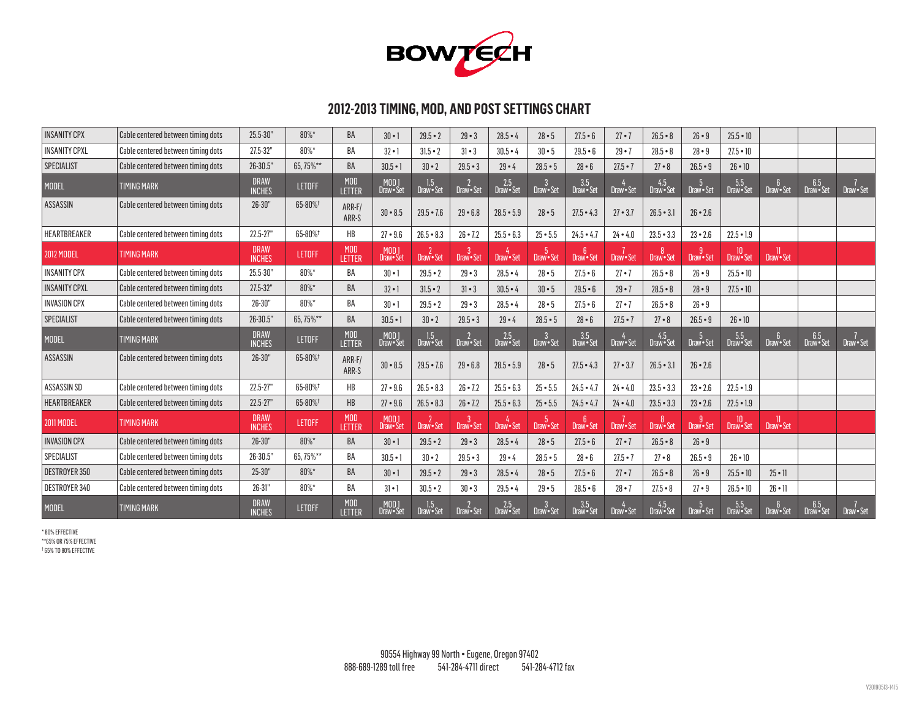# BOWTECH

## 2012-2013 TIMING, MOD, AND POST SETTINGS CHART

| | | | | | | | | | | | | | | | | | |
|---|---|---|---|---|---|---|---|---|---|---|---|---|---|---|---|---|---|
| INSANITY CPX | Cable centered between timing dots | 25.5-30" | 80%* | BA | 30 • 1 | 29.5 • 2 | 29 • 3 | 28.5 • 4 | 28 • 5 | 27.5 • 6 | 27 • 7 | 26.5 • 8 | 26 • 9 | 25.5 • 10 | | | |
| INSANITY CPXL | Cable centered between timing dots | 27.5-32" | 80%* | BA | 32 • 1 | 31.5 • 2 | 31 • 3 | 30.5 • 4 | 30 • 5 | 29.5 • 6 | 29 • 7 | 28.5 • 8 | 28 • 9 | 27.5 • 10 | | | |
| SPECIALIST | Cable centered between timing dots | 26-30.5" | 65, 75%** | BA | 30.5 • 1 | 30 • 2 | 29.5 • 3 | 29 • 4 | 28.5 • 5 | 28 • 6 | 27.5 • 7 | 27 • 8 | 26.5 • 9 | 26 • 10 | | | |
| MODEL | TIMING MARK | DRAW INCHES | LETOFF | MOD LETTER | MOD 1 Draw • Set | 1.5 Draw • Set | 2 Draw • Set | 2.5 Draw • Set | 3 Draw • Set | 3.5 Draw • Set | 4 Draw • Set | 4.5 Draw • Set | 5 Draw • Set | 5.5 Draw • Set | 6 Draw • Set | 6.5 Draw • Set | 7 Draw • Set |
| ASSASSIN | Cable centered between timing dots | 26-30" | 65-80%† | ARR-F/ ARR-S | 30 • 8.5 | 29.5 • 7.6 | 29 • 6.8 | 28.5 • 5.9 | 28 • 5 | 27.5 • 4.3 | 27 • 3.7 | 26.5 • 3.1 | 26 • 2.6 | | | | |
| HEARTBREAKER | Cable centered between timing dots | 22.5-27" | 65-80%† | HB | 27 • 9.6 | 26.5 • 8.3 | 26 • 7.2 | 25.5 • 6.3 | 25 • 5.5 | 24.5 • 4.7 | 24 • 4.0 | 23.5 • 3.3 | 23 • 2.6 | 22.5 • 1.9 | | | |
| 2012 MODEL | TIMING MARK | DRAW INCHES | LETOFF | MOD LETTER | MOD 1 Draw • Set | 2 Draw • Set | 3 Draw • Set | 4 Draw • Set | 5 Draw • Set | 6 Draw • Set | 7 Draw • Set | 8 Draw • Set | 9 Draw • Set | 10 Draw • Set | 11 Draw • Set | | |
| INSANITY CPX | Cable centered between timing dots | 25.5-30" | 80%* | BA | 30 • 1 | 29.5 • 2 | 29 • 3 | 28.5 • 4 | 28 • 5 | 27.5 • 6 | 27 • 7 | 26.5 • 8 | 26 • 9 | 25.5 • 10 | | | |
| INSANITY CPXL | Cable centered between timing dots | 27.5-32" | 80%* | BA | 32 • 1 | 31.5 • 2 | 31 • 3 | 30.5 • 4 | 30 • 5 | 29.5 • 6 | 29 • 7 | 28.5 • 8 | 28 • 9 | 27.5 • 10 | | | |
| INVASION CPX | Cable centered between timing dots | 26-30" | 80%* | BA | 30 • 1 | 29.5 • 2 | 29 • 3 | 28.5 • 4 | 28 • 5 | 27.5 • 6 | 27 • 7 | 26.5 • 8 | 26 • 9 | | | | |
| SPECIALIST | Cable centered between timing dots | 26-30.5" | 65, 75%** | BA | 30.5 • 1 | 30 • 2 | 29.5 • 3 | 29 • 4 | 28.5 • 5 | 28 • 6 | 27.5 • 7 | 27 • 8 | 26.5 • 9 | 26 • 10 | | | |
| MODEL | TIMING MARK | DRAW INCHES | LETOFF | MOD LETTER | MOD 1 Draw • Set | 1.5 Draw • Set | 2 Draw • Set | 2.5 Draw • Set | 3 Draw • Set | 3.5 Draw • Set | 4 Draw • Set | 4.5 Draw • Set | 5 Draw • Set | 5.5 Draw • Set | 6 Draw • Set | 6.5 Draw • Set | 7 Draw • Set |
| ASSASSIN | Cable centered between timing dots | 26-30" | 65-80%† | ARR-F/ ARR-S | 30 • 8.5 | 29.5 • 7.6 | 29 • 6.8 | 28.5 • 5.9 | 28 • 5 | 27.5 • 4.3 | 27 • 3.7 | 26.5 • 3.1 | 26 • 2.6 | | | | |
| ASSASSIN SD | Cable centered between timing dots | 22.5-27" | 65-80%† | HB | 27 • 9.6 | 26.5 • 8.3 | 26 • 7.2 | 25.5 • 6.3 | 25 • 5.5 | 24.5 • 4.7 | 24 • 4.0 | 23.5 • 3.3 | 23 • 2.6 | 22.5 • 1.9 | | | |
| HEARTBREAKER | Cable centered between timing dots | 22.5-27" | 65-80%† | HB | 27 • 9.6 | 26.5 • 8.3 | 26 • 7.2 | 25.5 • 6.3 | 25 • 5.5 | 24.5 • 4.7 | 24 • 4.0 | 23.5 • 3.3 | 23 • 2.6 | 22.5 • 1.9 | | | |
| 2011 MODEL | TIMING MARK | DRAW INCHES | LETOFF | MOD LETTER | MOD 1 Draw • Set | 2 Draw • Set | 3 Draw • Set | 4 Draw • Set | 5 Draw • Set | 6 Draw • Set | 7 Draw • Set | 8 Draw • Set | 9 Draw • Set | 10 Draw • Set | 11 Draw • Set | | |
| INVASION CPX | Cable centered between timing dots | 26-30" | 80%* | BA | 30 • 1 | 29.5 • 2 | 29 • 3 | 28.5 • 4 | 28 • 5 | 27.5 • 6 | 27 • 7 | 26.5 • 8 | 26 • 9 | | | | |
| SPECIALIST | Cable centered between timing dots | 26-30.5" | 65, 75%** | BA | 30.5 • 1 | 30 • 2 | 29.5 • 3 | 29 • 4 | 28.5 • 5 | 28 • 6 | 27.5 • 7 | 27 • 8 | 26.5 • 9 | 26 • 10 | | | |
| DESTROYER 350 | Cable centered between timing dots | 25-30" | 80%* | BA | 30 • 1 | 29.5 • 2 | 29 • 3 | 28.5 • 4 | 28 • 5 | 27.5 • 6 | 27 • 7 | 26.5 • 8 | 26 • 9 | 25.5 • 10 | 25 • 11 | | |
| DESTROYER 340 | Cable centered between timing dots | 26-31" | 80%* | BA | 31 • 1 | 30.5 • 2 | 30 • 3 | 29.5 • 4 | 29 • 5 | 28.5 • 6 | 28 • 7 | 27.5 • 8 | 27 • 9 | 26.5 • 10 | 26 • 11 | | |
| MODEL | TIMING MARK | DRAW INCHES | LETOFF | MOD LETTER | MOD 1 Draw • Set | 1.5 Draw • Set | 2 Draw • Set | 2.5 Draw • Set | 3 Draw • Set | 3.5 Draw • Set | 4 Draw • Set | 4.5 Draw • Set | 5 Draw • Set | 5.5 Draw • Set | 6 Draw • Set | 6.5 Draw • Set | 7 Draw • Set |

\* 80% EFFECTIVE
\*\*65% OR 75% EFFECTIVE
† 65% TO 80% EFFECTIVE

90554 Highway 99 North • Eugene, Oregon 97402
888-689-1289 toll free    541-284-4711 direct    541-284-4712 fax

V20190513-1415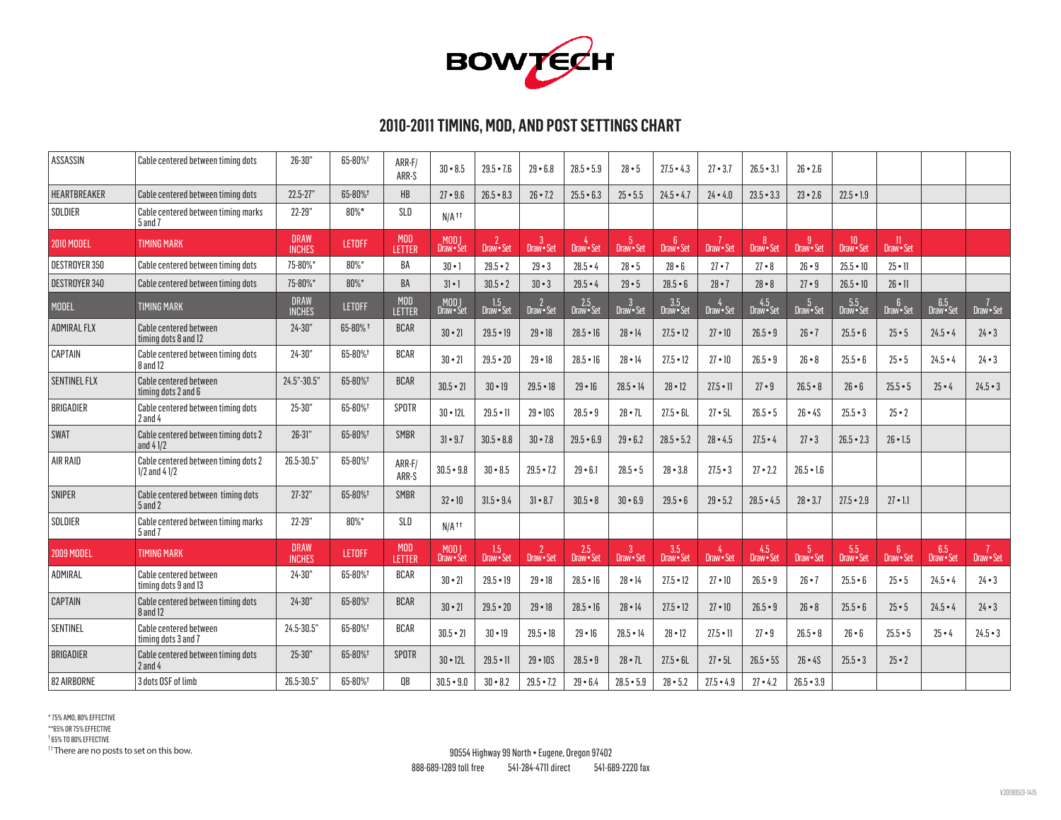# BOWTECH

## 2010-2011 TIMING, MOD, AND POST SETTINGS CHART

| | | | | | | | | | | | | | | | | | |
|---|---|---|---|---|---|---|---|---|---|---|---|---|---|---|---|---|---|
| ASSASSIN | Cable centered between timing dots | 26-30" | 65-80%† | ARR-F/ ARR-S | 30 • 8.5 | 29.5 • 7.6 | 29 • 6.8 | 28.5 • 5.9 | 28 • 5 | 27.5 • 4.3 | 27 • 3.7 | 26.5 • 3.1 | 26 • 2.6 | | | | |
| HEARTBREAKER | Cable centered between timing dots | 22.5-27" | 65-80%† | HB | 27 • 9.6 | 26.5 • 8.3 | 26 • 7.2 | 25.5 • 6.3 | 25 • 5.5 | 24.5 • 4.7 | 24 • 4.0 | 23.5 • 3.3 | 23 • 2.6 | 22.5 • 1.9 | | | |
| SOLDIER | Cable centered between timing marks 5 and 7 | 22-29" | 80%* | SLD | N/A†† | | | | | | | | | | | | |
| **2010 MODEL** | **TIMING MARK** | **DRAW INCHES** | **LETOFF** | **MOD LETTER** | **MOD 1 Draw • Set** | **2 Draw • Set** | **3 Draw • Set** | **4 Draw • Set** | **5 Draw • Set** | **6 Draw • Set** | **7 Draw • Set** | **8 Draw • Set** | **9 Draw • Set** | **10 Draw • Set** | **11 Draw • Set** | | |
| DESTROYER 350 | Cable centered between timing dots | 75-80%* | 80%* | BA | 30 • 1 | 29.5 • 2 | 29 • 3 | 28.5 • 4 | 28 • 5 | 28 • 6 | 27 • 7 | 27 • 8 | 26 • 9 | 25.5 • 10 | 25 • 11 | | |
| DESTROYER 340 | Cable centered between timing dots | 75-80%* | 80%* | BA | 31 • 1 | 30.5 • 2 | 30 • 3 | 29.5 • 4 | 29 • 5 | 28.5 • 6 | 28 • 7 | 28 • 8 | 27 • 9 | 26.5 • 10 | 26 • 11 | | |
| **MODEL** | **TIMING MARK** | **DRAW INCHES** | **LETOFF** | **MOD LETTER** | **MOD 1 Draw • Set** | **1.5 Draw • Set** | **2 Draw • Set** | **2.5 Draw • Set** | **3 Draw • Set** | **3.5 Draw • Set** | **4 Draw • Set** | **4.5 Draw • Set** | **5 Draw • Set** | **5.5 Draw • Set** | **6 Draw • Set** | **6.5 Draw • Set** | **7 Draw • Set** |
| ADMIRAL FLX | Cable centered between timing dots 8 and 12 | 24-30" | 65-80% † | BCAR | 30 • 21 | 29.5 • 19 | 29 • 18 | 28.5 • 16 | 28 • 14 | 27.5 • 12 | 27 • 10 | 26.5 • 9 | 26 • 7 | 25.5 • 6 | 25 • 5 | 24.5 • 4 | 24 • 3 |
| CAPTAIN | Cable centered between timing dots 8 and 12 | 24-30" | 65-80%† | BCAR | 30 • 21 | 29.5 • 20 | 29 • 18 | 28.5 • 16 | 28 • 14 | 27.5 • 12 | 27 • 10 | 26.5 • 9 | 26 • 8 | 25.5 • 6 | 25 • 5 | 24.5 • 4 | 24 • 3 |
| SENTINEL FLX | Cable centered between timing dots 2 and 6 | 24.5"-30.5" | 65-80%† | BCAR | 30.5 • 21 | 30 • 19 | 29.5 • 18 | 29 • 16 | 28.5 • 14 | 28 • 12 | 27.5 • 11 | 27 • 9 | 26.5 • 8 | 26 • 6 | 25.5 • 5 | 25 • 4 | 24.5 • 3 |
| BRIGADIER | Cable centered between timing dots 2 and 4 | 25-30" | 65-80%† | SPOTR | 30 • 12L | 29.5 • 11 | 29 • 10S | 28.5 • 9 | 28 • 7L | 27.5 • 6L | 27 • 5L | 26.5 • 5 | 26 • 4S | 25.5 • 3 | 25 • 2 | | |
| SWAT | Cable centered between timing dots 2 and 4 1/2 | 26-31" | 65-80%† | SMBR | 31 • 9.7 | 30.5 • 8.8 | 30 • 7.8 | 29.5 • 6.9 | 29 • 6.2 | 28.5 • 5.2 | 28 • 4.5 | 27.5 • 4 | 27 • 3 | 26.5 • 2.3 | 26 • 1.5 | | |
| AIR RAID | Cable centered between timing dots 2 1/2 and 4 1/2 | 26.5-30.5" | 65-80%† | ARR-F/ ARR-S | 30.5 • 9.8 | 30 • 8.5 | 29.5 • 7.2 | 29 • 6.1 | 28.5 • 5 | 28 • 3.8 | 27.5 • 3 | 27 • 2.2 | 26.5 • 1.6 | | | | |
| SNIPER | Cable centered between timing dots 5 and 2 | 27-32" | 65-80%† | SMBR | 32 • 10 | 31.5 • 9.4 | 31 • 8.7 | 30.5 • 8 | 30 • 6.9 | 29.5 • 6 | 29 • 5.2 | 28.5 • 4.5 | 28 • 3.7 | 27.5 • 2.9 | 27 • 1.1 | | |
| SOLDIER | Cable centered between timing marks 5 and 7 | 22-29" | 80%* | SLD | N/A†† | | | | | | | | | | | | |
| **2009 MODEL** | **TIMING MARK** | **DRAW INCHES** | **LETOFF** | **MOD LETTER** | **MOD 1 Draw • Set** | **1.5 Draw • Set** | **2 Draw • Set** | **2.5 Draw • Set** | **3 Draw • Set** | **3.5 Draw • Set** | **4 Draw • Set** | **4.5 Draw • Set** | **5 Draw • Set** | **5.5 Draw • Set** | **6 Draw • Set** | **6.5 Draw • Set** | **7 Draw • Set** |
| ADMIRAL | Cable centered between timing dots 9 and 13 | 24-30" | 65-80%† | BCAR | 30 • 21 | 29.5 • 19 | 29 • 18 | 28.5 • 16 | 28 • 14 | 27.5 • 12 | 27 • 10 | 26.5 • 9 | 26 • 7 | 25.5 • 6 | 25 • 5 | 24.5 • 4 | 24 • 3 |
| CAPTAIN | Cable centered between timing dots 8 and 12 | 24-30" | 65-80%† | BCAR | 30 • 21 | 29.5 • 20 | 29 • 18 | 28.5 • 16 | 28 • 14 | 27.5 • 12 | 27 • 10 | 26.5 • 9 | 26 • 8 | 25.5 • 6 | 25 • 5 | 24.5 • 4 | 24 • 3 |
| SENTINEL | Cable centered between timing dots 3 and 7 | 24.5-30.5" | 65-80%† | BCAR | 30.5 • 21 | 30 • 19 | 29.5 • 18 | 29 • 16 | 28.5 • 14 | 28 • 12 | 27.5 • 11 | 27 • 9 | 26.5 • 8 | 26 • 6 | 25.5 • 5 | 25 • 4 | 24.5 • 3 |
| BRIGADIER | Cable centered between timing dots 2 and 4 | 25-30" | 65-80%† | SPOTR | 30 • 12L | 29.5 • 11 | 29 • 10S | 28.5 • 9 | 28 • 7L | 27.5 • 6L | 27 • 5L | 26.5 • 5S | 26 • 4S | 25.5 • 3 | 25 • 2 | | |
| 82 AIRBORNE | 3 dots OSF of limb | 26.5-30.5" | 65-80%† | QB | 30.5 • 9.0 | 30 • 8.2 | 29.5 • 7.2 | 29 • 6.4 | 28.5 • 5.9 | 28 • 5.2 | 27.5 • 4.9 | 27 • 4.2 | 26.5 • 3.9 | | | | |

\* 75% AMO, 80% EFFECTIVE
\*\*65% OR 75% EFFECTIVE
† 65% TO 80% EFFECTIVE
†† There are no posts to set on this bow.

90554 Highway 99 North • Eugene, Oregon 97402
888-689-1289 toll free 541-284-4711 direct 541-689-2220 fax

V20190513-1415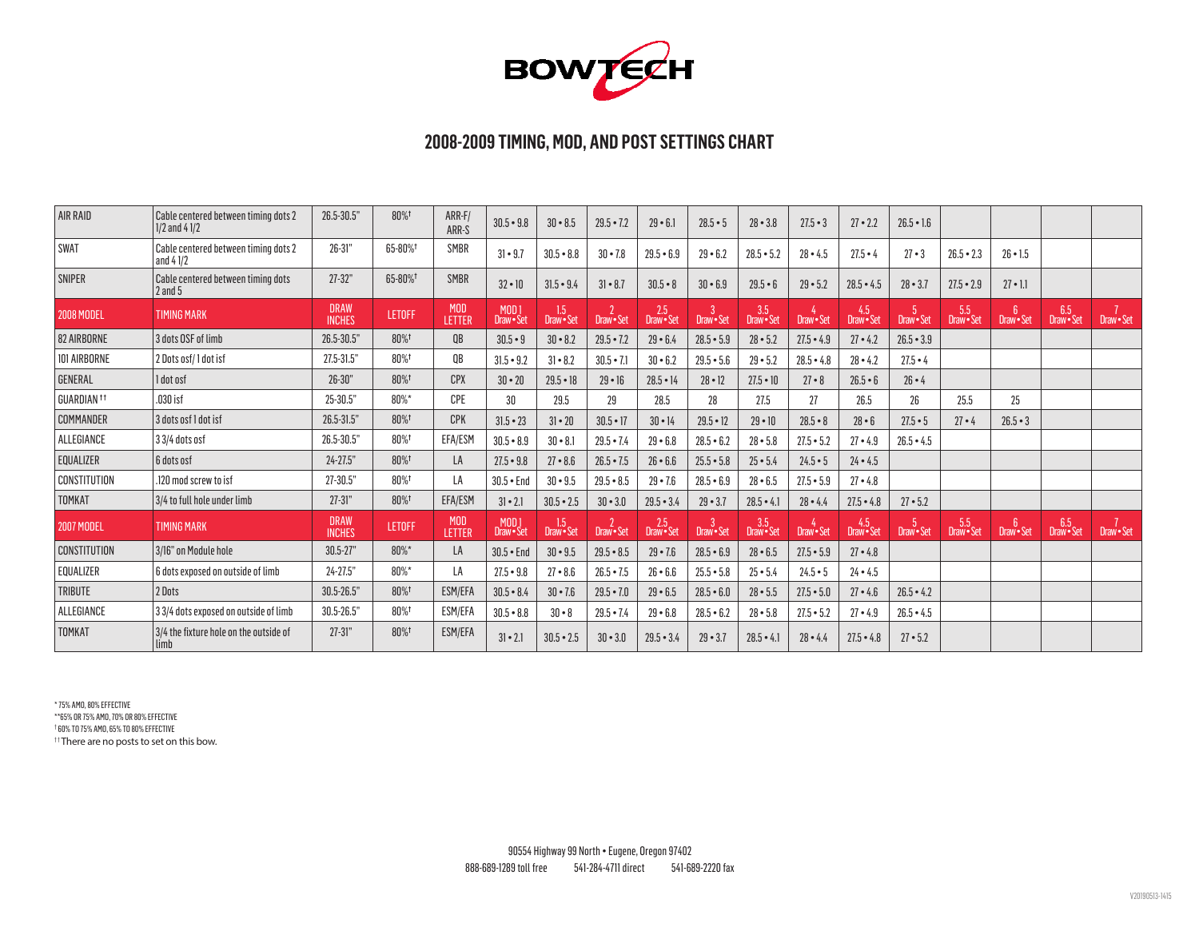# BOWTECH

## 2008-2009 TIMING, MOD, AND POST SETTINGS CHART

| | | | | | | | | | | | | | | | | | |
|---|---|---|---|---|---|---|---|---|---|---|---|---|---|---|---|---|---|
| AIR RAID | Cable centered between timing dots 2 1/2 and 4 1/2 | 26.5-30.5" | 80%† | ARR-F/ ARR-S | 30.5 • 9.8 | 30 • 8.5 | 29.5 • 7.2 | 29 • 6.1 | 28.5 • 5 | 28 • 3.8 | 27.5 • 3 | 27 • 2.2 | 26.5 • 1.6 | | | | |
| SWAT | Cable centered between timing dots 2 and 4 1/2 | 26-31" | 65-80%† | SMBR | 31 • 9.7 | 30.5 • 8.8 | 30 • 7.8 | 29.5 • 6.9 | 29 • 6.2 | 28.5 • 5.2 | 28 • 4.5 | 27.5 • 4 | 27 • 3 | 26.5 • 2.3 | 26 • 1.5 | | |
| SNIPER | Cable centered between timing dots 2 and 5 | 27-32" | 65-80%† | SMBR | 32 • 10 | 31.5 • 9.4 | 31 • 8.7 | 30.5 • 8 | 30 • 6.9 | 29.5 • 6 | 29 • 5.2 | 28.5 • 4.5 | 28 • 3.7 | 27.5 • 2.9 | 27 • 1.1 | | |
| **2008 MODEL** | **TIMING MARK** | **DRAW INCHES** | **LETOFF** | **MOD LETTER** | **MOD 1 Draw • Set** | **1.5 Draw • Set** | **2 Draw • Set** | **2.5 Draw • Set** | **3 Draw • Set** | **3.5 Draw • Set** | **4 Draw • Set** | **4.5 Draw • Set** | **5 Draw • Set** | **5.5 Draw • Set** | **6 Draw • Set** | **6.5 Draw • Set** | **7 Draw • Set** |
| 82 AIRBORNE | 3 dots OSF of limb | 26.5-30.5" | 80%† | QB | 30.5 • 9 | 30 • 8.2 | 29.5 • 7.2 | 29 • 6.4 | 28.5 • 5.9 | 28 • 5.2 | 27.5 • 4.9 | 27 • 4.2 | 26.5 • 3.9 | | | | |
| 101 AIRBORNE | 2 Dots osf/ 1 dot isf | 27.5-31.5" | 80%† | QB | 31.5 • 9.2 | 31 • 8.2 | 30.5 • 7.1 | 30 • 6.2 | 29.5 • 5.6 | 29 • 5.2 | 28.5 • 4.8 | 28 • 4.2 | 27.5 • 4 | | | | |
| GENERAL | 1 dot osf | 26-30" | 80%† | CPX | 30 • 20 | 29.5 • 18 | 29 • 16 | 28.5 • 14 | 28 • 12 | 27.5 • 10 | 27 • 8 | 26.5 • 6 | 26 • 4 | | | | |
| GUARDIAN †† | .030 isf | 25-30.5" | 80%* | CPE | 30 | 29.5 | 29 | 28.5 | 28 | 27.5 | 27 | 26.5 | 26 | 25.5 | 25 | | |
| COMMANDER | 3 dots osf 1 dot isf | 26.5-31.5" | 80%† | CPK | 31.5 • 23 | 31 • 20 | 30.5 • 17 | 30 • 14 | 29.5 • 12 | 29 • 10 | 28.5 • 8 | 28 • 6 | 27.5 • 5 | 27 • 4 | 26.5 • 3 | | |
| ALLEGIANCE | 3 3/4 dots osf | 26.5-30.5" | 80%† | EFA/ESM | 30.5 • 8.9 | 30 • 8.1 | 29.5 • 7.4 | 29 • 6.8 | 28.5 • 6.2 | 28 • 5.8 | 27.5 • 5.2 | 27 • 4.9 | 26.5 • 4.5 | | | | |
| EQUALIZER | 6 dots osf | 24-27.5" | 80%† | LA | 27.5 • 9.8 | 27 • 8.6 | 26.5 • 7.5 | 26 • 6.6 | 25.5 • 5.8 | 25 • 5.4 | 24.5 • 5 | 24 • 4.5 | | | | | |
| CONSTITUTION | .120 mod screw to isf | 27-30.5" | 80%† | LA | 30.5 • End | 30 • 9.5 | 29.5 • 8.5 | 29 • 7.6 | 28.5 • 6.9 | 28 • 6.5 | 27.5 • 5.9 | 27 • 4.8 | | | | | |
| TOMKAT | 3/4 to full hole under limb | 27-31" | 80%† | EFA/ESM | 31 • 2.1 | 30.5 • 2.5 | 30 • 3.0 | 29.5 • 3.4 | 29 • 3.7 | 28.5 • 4.1 | 28 • 4.4 | 27.5 • 4.8 | 27 • 5.2 | | | | |
| **2007 MODEL** | **TIMING MARK** | **DRAW INCHES** | **LETOFF** | **MOD LETTER** | **MOD 1 Draw • Set** | **1.5 Draw • Set** | **2 Draw • Set** | **2.5 Draw • Set** | **3 Draw • Set** | **3.5 Draw • Set** | **4 Draw • Set** | **4.5 Draw • Set** | **5 Draw • Set** | **5.5 Draw • Set** | **6 Draw • Set** | **6.5 Draw • Set** | **7 Draw • Set** |
| CONSTITUTION | 3/16" on Module hole | 30.5-27" | 80%* | LA | 30.5 • End | 30 • 9.5 | 29.5 • 8.5 | 29 • 7.6 | 28.5 • 6.9 | 28 • 6.5 | 27.5 • 5.9 | 27 • 4.8 | | | | | |
| EQUALIZER | 6 dots exposed on outside of limb | 24-27.5" | 80%* | LA | 27.5 • 9.8 | 27 • 8.6 | 26.5 • 7.5 | 26 • 6.6 | 25.5 • 5.8 | 25 • 5.4 | 24.5 • 5 | 24 • 4.5 | | | | | |
| TRIBUTE | 2 Dots | 30.5-26.5" | 80%† | ESM/EFA | 30.5 • 8.4 | 30 • 7.6 | 29.5 • 7.0 | 29 • 6.5 | 28.5 • 6.0 | 28 • 5.5 | 27.5 • 5.0 | 27 • 4.6 | 26.5 • 4.2 | | | | |
| ALLEGIANCE | 3 3/4 dots exposed on outside of limb | 30.5-26.5" | 80%† | ESM/EFA | 30.5 • 8.8 | 30 • 8 | 29.5 • 7.4 | 29 • 6.8 | 28.5 • 6.2 | 28 • 5.8 | 27.5 • 5.2 | 27 • 4.9 | 26.5 • 4.5 | | | | |
| TOMKAT | 3/4 the fixture hole on the outside of limb | 27-31" | 80%† | ESM/EFA | 31 • 2.1 | 30.5 • 2.5 | 30 • 3.0 | 29.5 • 3.4 | 29 • 3.7 | 28.5 • 4.1 | 28 • 4.4 | 27.5 • 4.8 | 27 • 5.2 | | | | |

\* 75% AMO, 80% EFFECTIVE
\*\*65% OR 75% AMO, 70% OR 80% EFFECTIVE
† 60% TO 75% AMO, 65% TO 80% EFFECTIVE
†† There are no posts to set on this bow.

90554 Highway 99 North • Eugene, Oregon 97402
888-689-1289 toll free    541-284-4711 direct    541-689-2220 fax

V20190513-1415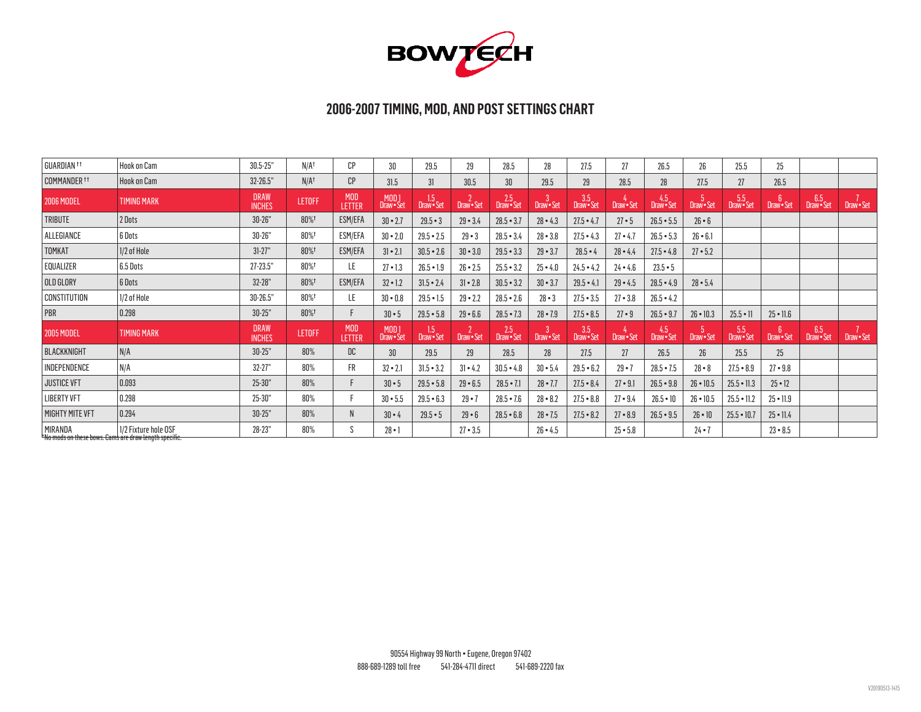BOWTECH

## 2006-2007 TIMING, MOD, AND POST SETTINGS CHART

| GUARDIAN †† | Hook on Cam | 30.5-25" | N/A† | CP | 30 | 29.5 | 29 | 28.5 | 28 | 27.5 | 27 | 26.5 | 26 | 25.5 | 25 | | |
|---|---|---|---|---|---|---|---|---|---|---|---|---|---|---|---|---|---|
| COMMANDER †† | Hook on Cam | 32-26.5" | N/A† | CP | 31.5 | 31 | 30.5 | 30 | 29.5 | 29 | 28.5 | 28 | 27.5 | 27 | 26.5 | | |
| 2006 MODEL | TIMING MARK | DRAW INCHES | LETOFF | MOD LETTER | MOD 1 Draw • Set | 1.5 Draw • Set | 2 Draw • Set | 2.5 Draw • Set | 3 Draw • Set | 3.5 Draw • Set | 4 Draw • Set | 4.5 Draw • Set | 5 Draw • Set | 5.5 Draw • Set | 6 Draw • Set | 6.5 Draw • Set | 7 Draw • Set |
| TRIBUTE | 2 Dots | 30-26" | 80%† | ESM/EFA | 30 • 2.7 | 29.5 • 3 | 29 • 3.4 | 28.5 • 3.7 | 28 • 4.3 | 27.5 • 4.7 | 27 • 5 | 26.5 • 5.5 | 26 • 6 | | | | |
| ALLEGIANCE | 6 Dots | 30-26" | 80%† | ESM/EFA | 30 • 2.0 | 29.5 • 2.5 | 29 • 3 | 28.5 • 3.4 | 28 • 3.8 | 27.5 • 4.3 | 27 • 4.7 | 26.5 • 5.3 | 26 • 6.1 | | | | |
| TOMKAT | 1/2 of Hole | 31-27" | 80%† | ESM/EFA | 31 • 2.1 | 30.5 • 2.6 | 30 • 3.0 | 29.5 • 3.3 | 29 • 3.7 | 28.5 • 4 | 28 • 4.4 | 27.5 • 4.8 | 27 • 5.2 | | | | |
| EQUALIZER | 6.5 Dots | 27-23.5" | 80%† | LE | 27 • 1.3 | 26.5 • 1.9 | 26 • 2.5 | 25.5 • 3.2 | 25 • 4.0 | 24.5 • 4.2 | 24 • 4.6 | 23.5 • 5 | | | | | |
| OLD GLORY | 6 Dots | 32-28" | 80%† | ESM/EFA | 32 • 1.2 | 31.5 • 2.4 | 31 • 2.8 | 30.5 • 3.2 | 30 • 3.7 | 29.5 • 4.1 | 29 • 4.5 | 28.5 • 4.9 | 28 • 5.4 | | | | |
| CONSTITUTION | 1/2 of Hole | 30-26.5" | 80%† | LE | 30 • 0.8 | 29.5 • 1.5 | 29 • 2.2 | 28.5 • 2.6 | 28 • 3 | 27.5 • 3.5 | 27 • 3.8 | 26.5 • 4.2 | | | | | |
| PBR | 0.298 | 30-25" | 80%† | F | 30 • 5 | 29.5 • 5.8 | 29 • 6.6 | 28.5 • 7.3 | 28 • 7.9 | 27.5 • 8.5 | 27 • 9 | 26.5 • 9.7 | 26 • 10.3 | 25.5 • 11 | 25 • 11.6 | | |
| 2005 MODEL | TIMING MARK | DRAW INCHES | LETOFF | MOD LETTER | MOD 1 Draw • Set | 1.5 Draw • Set | 2 Draw • Set | 2.5 Draw • Set | 3 Draw • Set | 3.5 Draw • Set | 4 Draw • Set | 4.5 Draw • Set | 5 Draw • Set | 5.5 Draw • Set | 6 Draw • Set | 6.5 Draw • Set | 7 Draw • Set |
| BLACKKNIGHT | N/A | 30-25" | 80% | DC | 30 | 29.5 | 29 | 28.5 | 28 | 27.5 | 27 | 26.5 | 26 | 25.5 | 25 | | |
| INDEPENDENCE | N/A | 32-27" | 80% | FR | 32 • 2.1 | 31.5 • 3.2 | 31 • 4.2 | 30.5 • 4.8 | 30 • 5.4 | 29.5 • 6.2 | 29 • 7 | 28.5 • 7.5 | 28 • 8 | 27.5 • 8.9 | 27 • 9.8 | | |
| JUSTICE VFT | 0.093 | 25-30" | 80% | F | 30 • 5 | 29.5 • 5.8 | 29 • 6.5 | 28.5 • 7.1 | 28 • 7.7 | 27.5 • 8.4 | 27 • 9.1 | 26.5 • 9.8 | 26 • 10.5 | 25.5 • 11.3 | 25 • 12 | | |
| LIBERTY VFT | 0.298 | 25-30" | 80% | F | 30 • 5.5 | 29.5 • 6.3 | 29 • 7 | 28.5 • 7.6 | 28 • 8.2 | 27.5 • 8.8 | 27 • 9.4 | 26.5 • 10 | 26 • 10.5 | 25.5 • 11.2 | 25 • 11.9 | | |
| MIGHTY MITE VFT | 0.294 | 30-25" | 80% | N | 30 • 4 | 29.5 • 5 | 29 • 6 | 28.5 • 6.8 | 28 • 7.5 | 27.5 • 8.2 | 27 • 8.9 | 26.5 • 9.5 | 26 • 10 | 25.5 • 10.7 | 25 • 11.4 | | |
| MIRANDA | 1/2 Fixture hole OSF | 28-23" | 80% | S | 28 • 1 | | 27 • 3.5 | | 26 • 4.5 | | 25 • 5.8 | | 24 • 7 | | 23 • 8.5 | | |

†No mods on these bows. Cams are draw length specific.

90554 Highway 99 North • Eugene, Oregon 97402
888-689-1289 toll free 541-284-4711 direct 541-689-2220 fax

V20190513-1415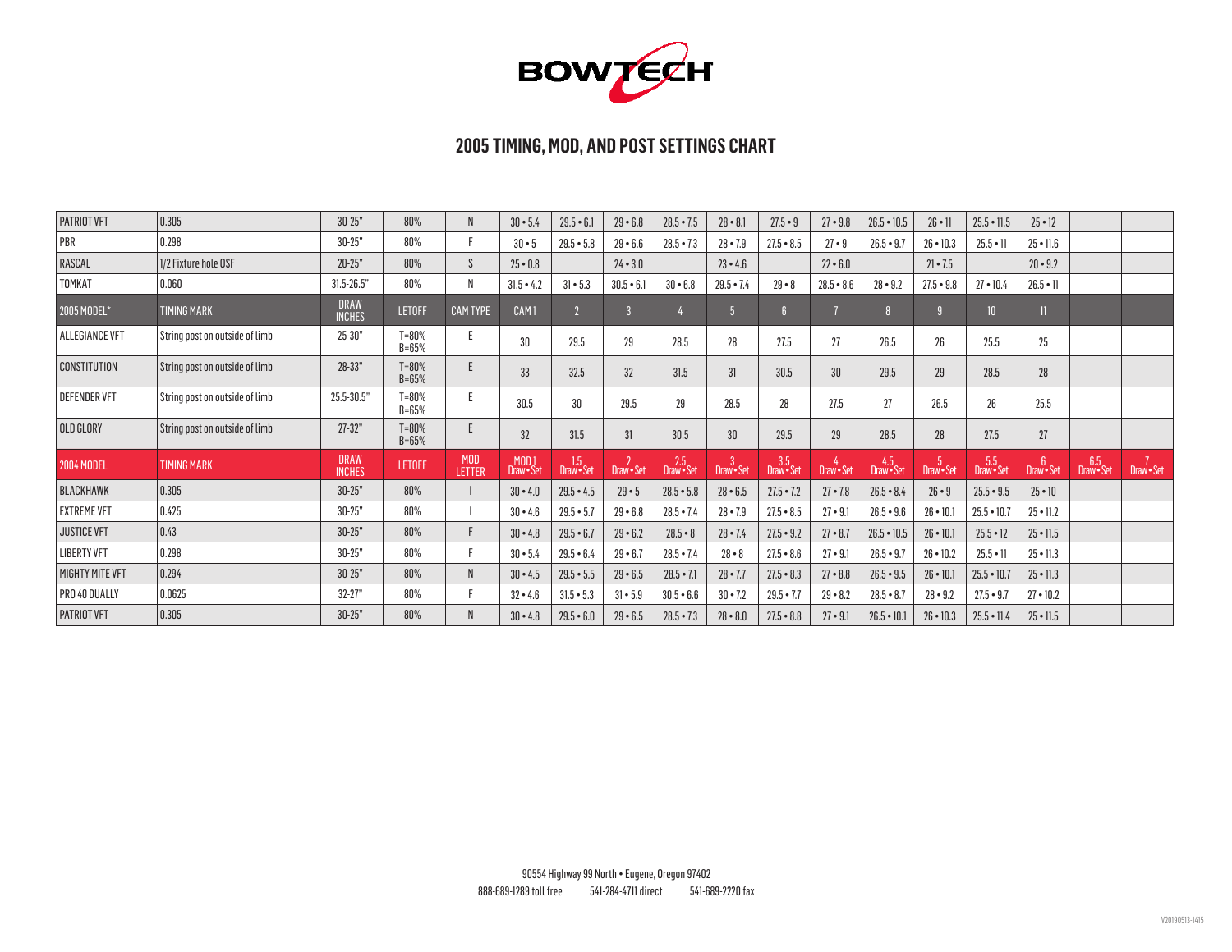BOWTECH

## 2005 TIMING, MOD, AND POST SETTINGS CHART

| PATRIOT VFT | 0.305 | 30-25" | 80% | N | 30 • 5.4 | 29.5 • 6.1 | 29 • 6.8 | 28.5 • 7.5 | 28 • 8.1 | 27.5 • 9 | 27 • 9.8 | 26.5 • 10.5 | 26 • 11 | 25.5 • 11.5 | 25 • 12 | | |
|---|---|---|---|---|---|---|---|---|---|---|---|---|---|---|---|---|---|
| PBR | 0.298 | 30-25" | 80% | F | 30 • 5 | 29.5 • 5.8 | 29 • 6.6 | 28.5 • 7.3 | 28 • 7.9 | 27.5 • 8.5 | 27 • 9 | 26.5 • 9.7 | 26 • 10.3 | 25.5 • 11 | 25 • 11.6 | | |
| RASCAL | 1/2 Fixture hole OSF | 20-25" | 80% | S | 25 • 0.8 | | 24 • 3.0 | | 23 • 4.6 | | 22 • 6.0 | | 21 • 7.5 | | 20 • 9.2 | | |
| TOMKAT | 0.060 | 31.5-26.5" | 80% | N | 31.5 • 4.2 | 31 • 5.3 | 30.5 • 6.1 | 30 • 6.8 | 29.5 • 7.4 | 29 • 8 | 28.5 • 8.6 | 28 • 9.2 | 27.5 • 9.8 | 27 • 10.4 | 26.5 • 11 | | |
| 2005 MODEL* | TIMING MARK | DRAW INCHES | LETOFF | CAM TYPE | CAM 1 | 2 | 3 | 4 | 5 | 6 | 7 | 8 | 9 | 10 | 11 | | |
| ALLEGIANCE VFT | String post on outside of limb | 25-30" | T=80% B=65% | E | 30 | 29.5 | 29 | 28.5 | 28 | 27.5 | 27 | 26.5 | 26 | 25.5 | 25 | | |
| CONSTITUTION | String post on outside of limb | 28-33" | T=80% B=65% | E | 33 | 32.5 | 32 | 31.5 | 31 | 30.5 | 30 | 29.5 | 29 | 28.5 | 28 | | |
| DEFENDER VFT | String post on outside of limb | 25.5-30.5" | T=80% B=65% | E | 30.5 | 30 | 29.5 | 29 | 28.5 | 28 | 27.5 | 27 | 26.5 | 26 | 25.5 | | |
| OLD GLORY | String post on outside of limb | 27-32" | T=80% B=65% | E | 32 | 31.5 | 31 | 30.5 | 30 | 29.5 | 29 | 28.5 | 28 | 27.5 | 27 | | |
| 2004 MODEL | TIMING MARK | DRAW INCHES | LETOFF | MOD LETTER | MOD 1 Draw • Set | 1.5 Draw • Set | 2 Draw • Set | 2.5 Draw • Set | 3 Draw • Set | 3.5 Draw • Set | 4 Draw • Set | 4.5 Draw • Set | 5 Draw • Set | 5.5 Draw • Set | 6 Draw • Set | 6.5 Draw • Set | 7 Draw • Set |
| BLACKHAWK | 0.305 | 30-25" | 80% | I | 30 • 4.0 | 29.5 • 4.5 | 29 • 5 | 28.5 • 5.8 | 28 • 6.5 | 27.5 • 7.2 | 27 • 7.8 | 26.5 • 8.4 | 26 • 9 | 25.5 • 9.5 | 25 • 10 | | |
| EXTREME VFT | 0.425 | 30-25" | 80% | I | 30 • 4.6 | 29.5 • 5.7 | 29 • 6.8 | 28.5 • 7.4 | 28 • 7.9 | 27.5 • 8.5 | 27 • 9.1 | 26.5 • 9.6 | 26 • 10.1 | 25.5 • 10.7 | 25 • 11.2 | | |
| JUSTICE VFT | 0.43 | 30-25" | 80% | F | 30 • 4.8 | 29.5 • 6.7 | 29 • 6.2 | 28.5 • 8 | 28 • 7.4 | 27.5 • 9.2 | 27 • 8.7 | 26.5 • 10.5 | 26 • 10.1 | 25.5 • 12 | 25 • 11.5 | | |
| LIBERTY VFT | 0.298 | 30-25" | 80% | F | 30 • 5.4 | 29.5 • 6.4 | 29 • 6.7 | 28.5 • 7.4 | 28 • 8 | 27.5 • 8.6 | 27 • 9.1 | 26.5 • 9.7 | 26 • 10.2 | 25.5 • 11 | 25 • 11.3 | | |
| MIGHTY MITE VFT | 0.294 | 30-25" | 80% | N | 30 • 4.5 | 29.5 • 5.5 | 29 • 6.5 | 28.5 • 7.1 | 28 • 7.7 | 27.5 • 8.3 | 27 • 8.8 | 26.5 • 9.5 | 26 • 10.1 | 25.5 • 10.7 | 25 • 11.3 | | |
| PRO 40 DUALLY | 0.0625 | 32-27" | 80% | F | 32 • 4.6 | 31.5 • 5.3 | 31 • 5.9 | 30.5 • 6.6 | 30 • 7.2 | 29.5 • 7.7 | 29 • 8.2 | 28.5 • 8.7 | 28 • 9.2 | 27.5 • 9.7 | 27 • 10.2 | | |
| PATRIOT VFT | 0.305 | 30-25" | 80% | N | 30 • 4.8 | 29.5 • 6.0 | 29 • 6.5 | 28.5 • 7.3 | 28 • 8.0 | 27.5 • 8.8 | 27 • 9.1 | 26.5 • 10.1 | 26 • 10.3 | 25.5 • 11.4 | 25 • 11.5 | | |

90554 Highway 99 North • Eugene, Oregon 97402
888-689-1289 toll free 541-284-4711 direct 541-689-2220 fax

V20190513-1415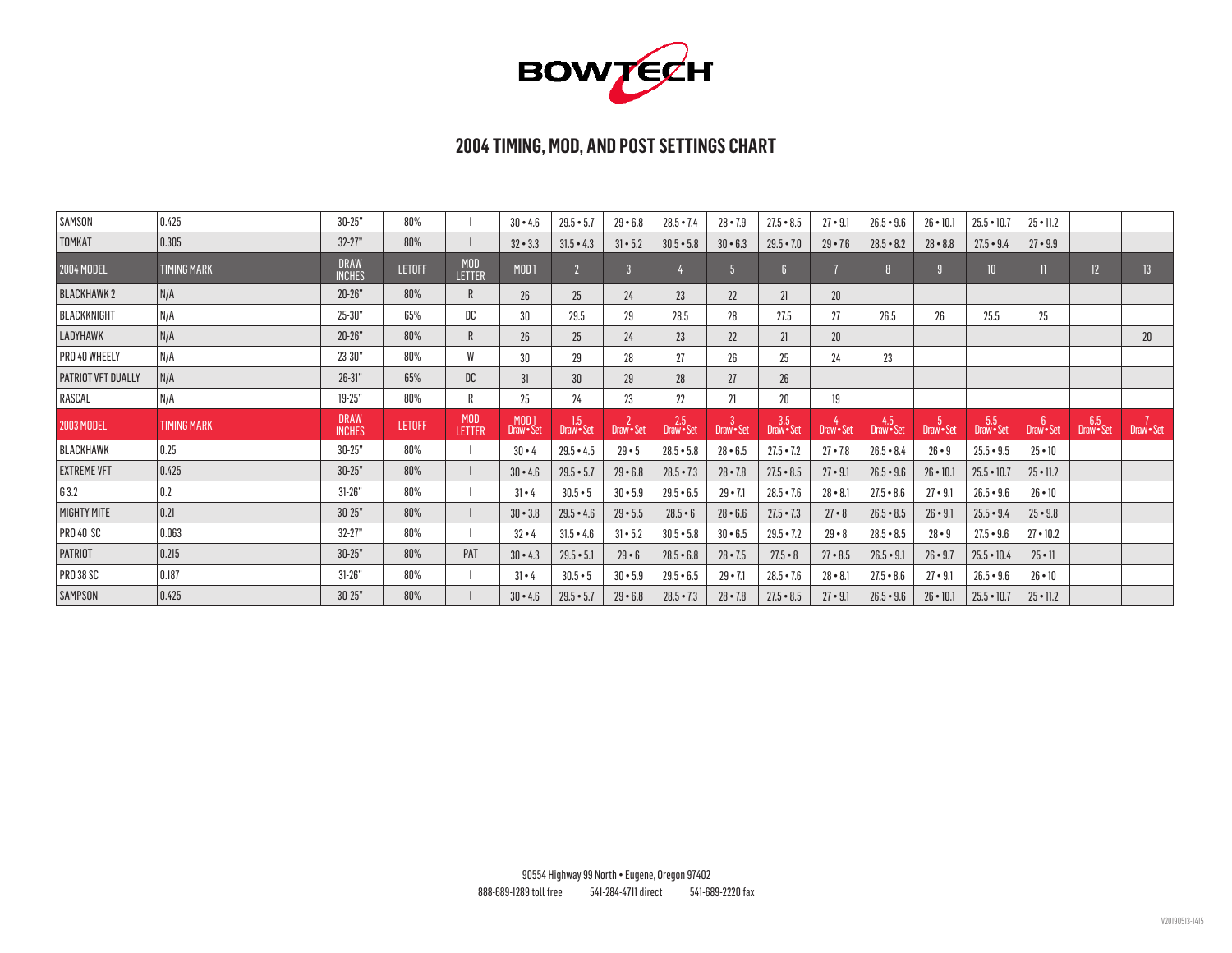# BOWTECH

## 2004 TIMING, MOD, AND POST SETTINGS CHART

| SAMSON | 0.425 | 30-25" | 80% | I | 30 • 4.6 | 29.5 • 5.7 | 29 • 6.8 | 28.5 • 7.4 | 28 • 7.9 | 27.5 • 8.5 | 27 • 9.1 | 26.5 • 9.6 | 26 • 10.1 | 25.5 • 10.7 | 25 • 11.2 | | |
|---|---|---|---|---|---|---|---|---|---|---|---|---|---|---|---|---|---|
| TOMKAT | 0.305 | 32-27" | 80% | I | 32 • 3.3 | 31.5 • 4.3 | 31 • 5.2 | 30.5 • 5.8 | 30 • 6.3 | 29.5 • 7.0 | 29 • 7.6 | 28.5 • 8.2 | 28 • 8.8 | 27.5 • 9.4 | 27 • 9.9 | | |
| **2004 MODEL** | **TIMING MARK** | **DRAW INCHES** | **LETOFF** | **MOD LETTER** | **MOD 1** | **2** | **3** | **4** | **5** | **6** | **7** | **8** | **9** | **10** | **11** | **12** | **13** |
| BLACKHAWK 2 | N/A | 20-26" | 80% | R | 26 | 25 | 24 | 23 | 22 | 21 | 20 | | | | | | |
| BLACKKNIGHT | N/A | 25-30" | 65% | DC | 30 | 29.5 | 29 | 28.5 | 28 | 27.5 | 27 | 26.5 | 26 | 25.5 | 25 | | |
| LADYHAWK | N/A | 20-26" | 80% | R | 26 | 25 | 24 | 23 | 22 | 21 | 20 | | | | | | 20 |
| PRO 40 WHEELY | N/A | 23-30" | 80% | W | 30 | 29 | 28 | 27 | 26 | 25 | 24 | 23 | | | | | |
| PATRIOT VFT DUALLY | N/A | 26-31" | 65% | DC | 31 | 30 | 29 | 28 | 27 | 26 | | | | | | | |
| RASCAL | N/A | 19-25" | 80% | R | 25 | 24 | 23 | 22 | 21 | 20 | 19 | | | | | | |
| **2003 MODEL** | **TIMING MARK** | **DRAW INCHES** | **LETOFF** | **MOD LETTER** | **MOD 1 Draw • Set** | **1.5 Draw • Set** | **2 Draw • Set** | **2.5 Draw • Set** | **3 Draw • Set** | **3.5 Draw • Set** | **4 Draw • Set** | **4.5 Draw • Set** | **5 Draw • Set** | **5.5 Draw • Set** | **6 Draw • Set** | **6.5 Draw • Set** | **7 Draw • Set** |
| BLACKHAWK | 0.25 | 30-25" | 80% | I | 30 • 4 | 29.5 • 4.5 | 29 • 5 | 28.5 • 5.8 | 28 • 6.5 | 27.5 • 7.2 | 27 • 7.8 | 26.5 • 8.4 | 26 • 9 | 25.5 • 9.5 | 25 • 10 | | |
| EXTREME VFT | 0.425 | 30-25" | 80% | I | 30 • 4.6 | 29.5 • 5.7 | 29 • 6.8 | 28.5 • 7.3 | 28 • 7.8 | 27.5 • 8.5 | 27 • 9.1 | 26.5 • 9.6 | 26 • 10.1 | 25.5 • 10.7 | 25 • 11.2 | | |
| G 3.2 | 0.2 | 31-26" | 80% | I | 31 • 4 | 30.5 • 5 | 30 • 5.9 | 29.5 • 6.5 | 29 • 7.1 | 28.5 • 7.6 | 28 • 8.1 | 27.5 • 8.6 | 27 • 9.1 | 26.5 • 9.6 | 26 • 10 | | |
| MIGHTY MITE | 0.21 | 30-25" | 80% | I | 30 • 3.8 | 29.5 • 4.6 | 29 • 5.5 | 28.5 • 6 | 28 • 6.6 | 27.5 • 7.3 | 27 • 8 | 26.5 • 8.5 | 26 • 9.1 | 25.5 • 9.4 | 25 • 9.8 | | |
| PRO 40 SC | 0.063 | 32-27" | 80% | I | 32 • 4 | 31.5 • 4.6 | 31 • 5.2 | 30.5 • 5.8 | 30 • 6.5 | 29.5 • 7.2 | 29 • 8 | 28.5 • 8.5 | 28 • 9 | 27.5 • 9.6 | 27 • 10.2 | | |
| PATRIOT | 0.215 | 30-25" | 80% | PAT | 30 • 4.3 | 29.5 • 5.1 | 29 • 6 | 28.5 • 6.8 | 28 • 7.5 | 27.5 • 8 | 27 • 8.5 | 26.5 • 9.1 | 26 • 9.7 | 25.5 • 10.4 | 25 • 11 | | |
| PRO 38 SC | 0.187 | 31-26" | 80% | I | 31 • 4 | 30.5 • 5 | 30 • 5.9 | 29.5 • 6.5 | 29 • 7.1 | 28.5 • 7.6 | 28 • 8.1 | 27.5 • 8.6 | 27 • 9.1 | 26.5 • 9.6 | 26 • 10 | | |
| SAMPSON | 0.425 | 30-25" | 80% | I | 30 • 4.6 | 29.5 • 5.7 | 29 • 6.8 | 28.5 • 7.3 | 28 • 7.8 | 27.5 • 8.5 | 27 • 9.1 | 26.5 • 9.6 | 26 • 10.1 | 25.5 • 10.7 | 25 • 11.2 | | |

90554 Highway 99 North • Eugene, Oregon 97402

888-689-1289 toll free   541-284-4711 direct   541-689-2220 fax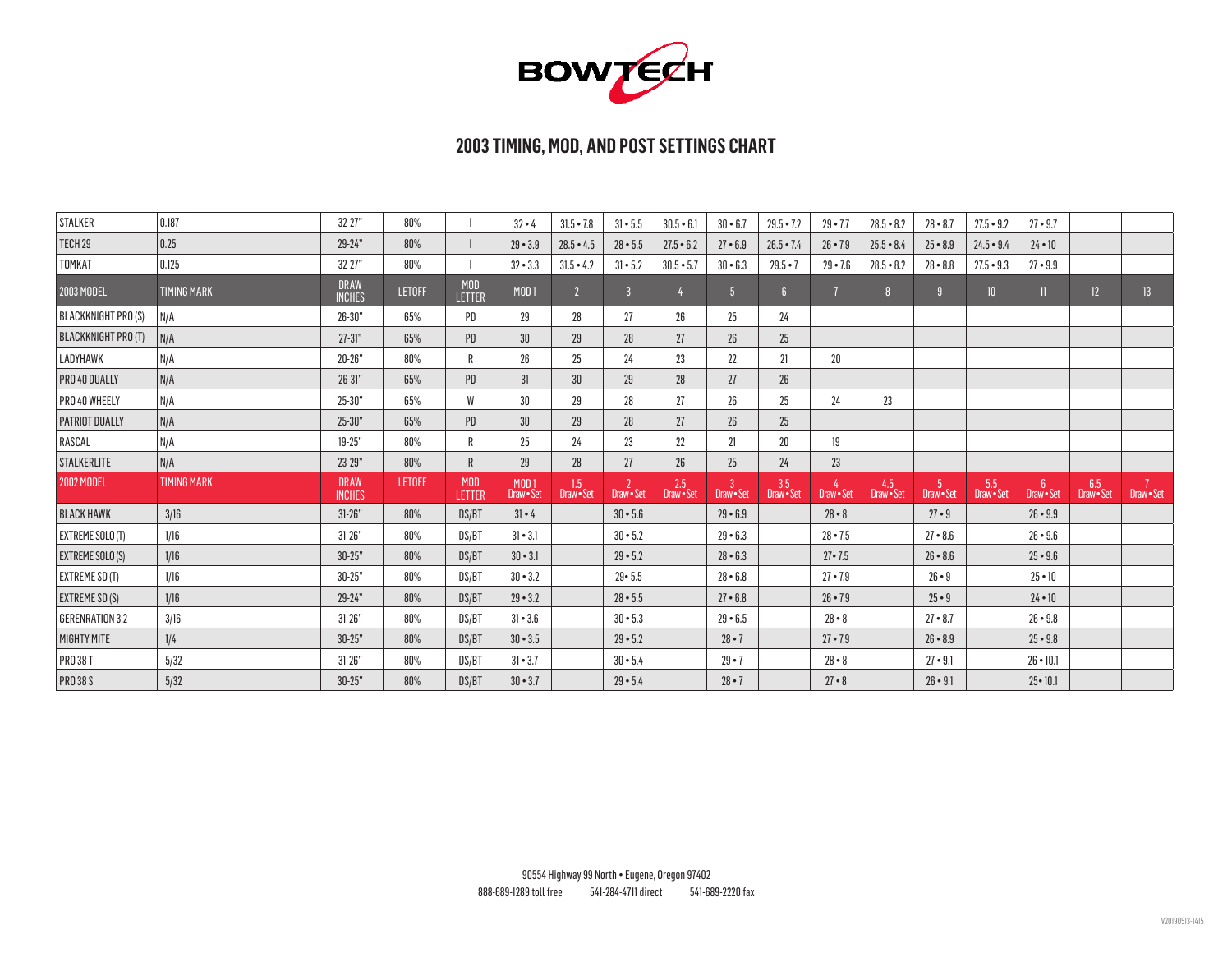BOWTECH

## 2003 TIMING, MOD, AND POST SETTINGS CHART

| STALKER | 0.187 | 32-27" | 80% | I | 32 • 4 | 31.5 • 7.8 | 31 • 5.5 | 30.5 • 6.1 | 30 • 6.7 | 29.5 • 7.2 | 29 • 7.7 | 28.5 • 8.2 | 28 • 8.7 | 27.5 • 9.2 | 27 • 9.7 | | |
|---|---|---|---|---|---|---|---|---|---|---|---|---|---|---|---|---|---|
| TECH 29 | 0.25 | 29-24" | 80% | I | 29 • 3.9 | 28.5 • 4.5 | 28 • 5.5 | 27.5 • 6.2 | 27 • 6.9 | 26.5 • 7.4 | 26 • 7.9 | 25.5 • 8.4 | 25 • 8.9 | 24.5 • 9.4 | 24 • 10 | | |
| TOMKAT | 0.125 | 32-27" | 80% | I | 32 • 3.3 | 31.5 • 4.2 | 31 • 5.2 | 30.5 • 5.7 | 30 • 6.3 | 29.5 • 7 | 29 • 7.6 | 28.5 • 8.2 | 28 • 8.8 | 27.5 • 9.3 | 27 • 9.9 | | |
| 2003 MODEL | TIMING MARK | DRAW INCHES | LETOFF | MOD LETTER | MOD 1 | 2 | 3 | 4 | 5 | 6 | 7 | 8 | 9 | 10 | 11 | 12 | 13 |
| BLACKKNIGHT PRO (S) | N/A | 26-30" | 65% | PD | 29 | 28 | 27 | 26 | 25 | 24 | | | | | | | |
| BLACKKNIGHT PRO (T) | N/A | 27-31" | 65% | PD | 30 | 29 | 28 | 27 | 26 | 25 | | | | | | | |
| LADYHAWK | N/A | 20-26" | 80% | R | 26 | 25 | 24 | 23 | 22 | 21 | 20 | | | | | | |
| PRO 40 DUALLY | N/A | 26-31" | 65% | PD | 31 | 30 | 29 | 28 | 27 | 26 | | | | | | | |
| PRO 40 WHEELY | N/A | 25-30" | 65% | W | 30 | 29 | 28 | 27 | 26 | 25 | 24 | 23 | | | | | |
| PATRIOT DUALLY | N/A | 25-30" | 65% | PD | 30 | 29 | 28 | 27 | 26 | 25 | | | | | | | |
| RASCAL | N/A | 19-25" | 80% | R | 25 | 24 | 23 | 22 | 21 | 20 | 19 | | | | | | |
| STALKERLITE | N/A | 23-29" | 80% | R | 29 | 28 | 27 | 26 | 25 | 24 | 23 | | | | | | |
| 2002 MODEL | TIMING MARK | DRAW INCHES | LETOFF | MOD LETTER | MOD 1 Draw • Set | 1.5 Draw • Set | 2 Draw • Set | 2.5 Draw • Set | 3 Draw • Set | 3.5 Draw • Set | 4 Draw • Set | 4.5 Draw • Set | 5 Draw • Set | 5.5 Draw • Set | 6 Draw • Set | 6.5 Draw • Set | 7 Draw • Set |
| BLACK HAWK | 3/16 | 31-26" | 80% | DS/BT | 31 • 4 | | 30 • 5.6 | | 29 • 6.9 | | 28 • 8 | | 27 • 9 | | 26 • 9.9 | | |
| EXTREME SOLO (T) | 1/16 | 31-26" | 80% | DS/BT | 31 • 3.1 | | 30 • 5.2 | | 29 • 6.3 | | 28 • 7.5 | | 27 • 8.6 | | 26 • 9.6 | | |
| EXTREME SOLO (S) | 1/16 | 30-25" | 80% | DS/BT | 30 • 3.1 | | 29 • 5.2 | | 28 • 6.3 | | 27• 7.5 | | 26 • 8.6 | | 25 • 9.6 | | |
| EXTREME SD (T) | 1/16 | 30-25" | 80% | DS/BT | 30 • 3.2 | | 29• 5.5 | | 28 • 6.8 | | 27 • 7.9 | | 26 • 9 | | 25 • 10 | | |
| EXTREME SD (S) | 1/16 | 29-24" | 80% | DS/BT | 29 • 3.2 | | 28 • 5.5 | | 27 • 6.8 | | 26 • 7.9 | | 25 • 9 | | 24 • 10 | | |
| GERENRATION 3.2 | 3/16 | 31-26" | 80% | DS/BT | 31 • 3.6 | | 30 • 5.3 | | 29 • 6.5 | | 28 • 8 | | 27 • 8.7 | | 26 • 9.8 | | |
| MIGHTY MITE | 1/4 | 30-25" | 80% | DS/BT | 30 • 3.5 | | 29 • 5.2 | | 28 • 7 | | 27 • 7.9 | | 26 • 8.9 | | 25 • 9.8 | | |
| PRO 38 T | 5/32 | 31-26" | 80% | DS/BT | 31 • 3.7 | | 30 • 5.4 | | 29 • 7 | | 28 • 8 | | 27 • 9.1 | | 26 • 10.1 | | |
| PRO 38 S | 5/32 | 30-25" | 80% | DS/BT | 30 • 3.7 | | 29 • 5.4 | | 28 • 7 | | 27 • 8 | | 26 • 9.1 | | 25• 10.1 | | |

90554 Highway 99 North • Eugene, Oregon 97402
888-689-1289 toll free 541-284-4711 direct 541-689-2220 fax

V20190513-1415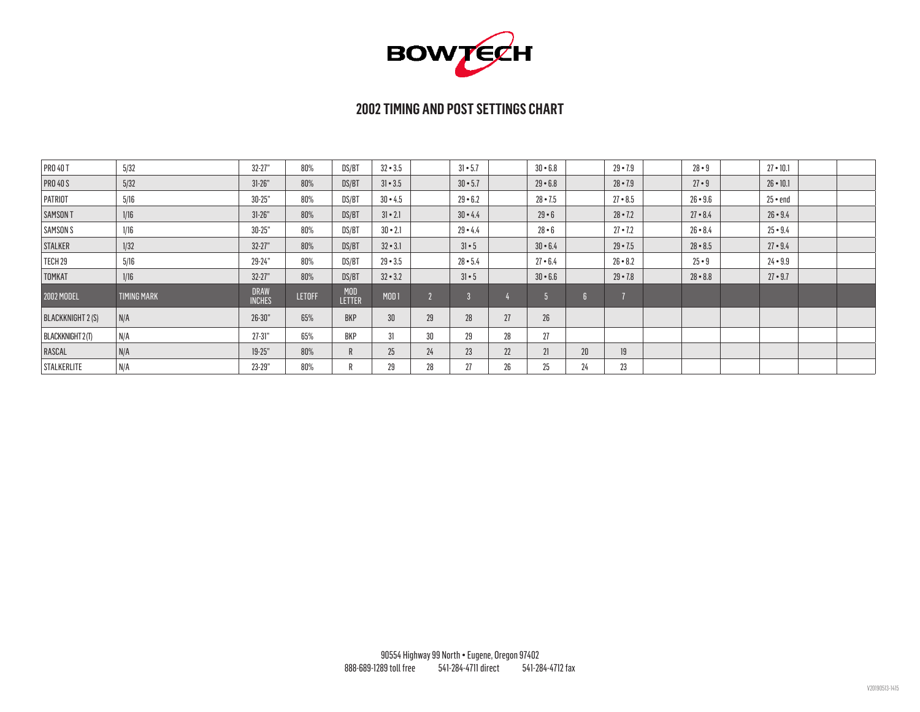# BOWTECH

## 2002 TIMING AND POST SETTINGS CHART

| | | | | | | | | | | | | | | | | | |
|---|---|---|---|---|---|---|---|---|---|---|---|---|---|---|---|---|---|
| PRO 40 T | 5/32 | 32-27" | 80% | DS/BT | 32 • 3.5 | | 31 • 5.7 | | 30 • 6.8 | | 29 • 7.9 | | 28 • 9 | | 27 • 10.1 | | |
| PRO 40 S | 5/32 | 31-26" | 80% | DS/BT | 31 • 3.5 | | 30 • 5.7 | | 29 • 6.8 | | 28 • 7.9 | | 27 • 9 | | 26 • 10.1 | | |
| PATRIOT | 5/16 | 30-25" | 80% | DS/BT | 30 • 4.5 | | 29 • 6.2 | | 28 • 7.5 | | 27 • 8.5 | | 26 • 9.6 | | 25 • end | | |
| SAMSON T | 1/16 | 31-26" | 80% | DS/BT | 31 • 2.1 | | 30 • 4.4 | | 29 • 6 | | 28 • 7.2 | | 27 • 8.4 | | 26 • 9.4 | | |
| SAMSON S | 1/16 | 30-25" | 80% | DS/BT | 30 • 2.1 | | 29 • 4.4 | | 28 • 6 | | 27 • 7.2 | | 26 • 8.4 | | 25 • 9.4 | | |
| STALKER | 1/32 | 32-27" | 80% | DS/BT | 32 • 3.1 | | 31 • 5 | | 30 • 6.4 | | 29 • 7.5 | | 28 • 8.5 | | 27 • 9.4 | | |
| TECH 29 | 5/16 | 29-24" | 80% | DS/BT | 29 • 3.5 | | 28 • 5.4 | | 27 • 6.4 | | 26 • 8.2 | | 25 • 9 | | 24 • 9.9 | | |
| TOMKAT | 1/16 | 32-27" | 80% | DS/BT | 32 • 3.2 | | 31 • 5 | | 30 • 6.6 | | 29 • 7.8 | | 28 • 8.8 | | 27 • 9.7 | | |
| 2002 MODEL | TIMING MARK | DRAW INCHES | LETOFF | MOD LETTER | MOD 1 | 2 | 3 | 4 | 5 | 6 | 7 | | | | | | |
| BLACKKNIGHT 2 (S) | N/A | 26-30" | 65% | BKP | 30 | 29 | 28 | 27 | 26 | | | | | | | | |
| BLACKKNIGHT 2 (T) | N/A | 27-31" | 65% | BKP | 31 | 30 | 29 | 28 | 27 | | | | | | | | |
| RASCAL | N/A | 19-25" | 80% | R | 25 | 24 | 23 | 22 | 21 | 20 | 19 | | | | | | |
| STALKERLITE | N/A | 23-29" | 80% | R | 29 | 28 | 27 | 26 | 25 | 24 | 23 | | | | | | |

90554 Highway 99 North • Eugene, Oregon 97402
888-689-1289 toll free 541-284-4711 direct 541-284-4712 fax

V20190513-1415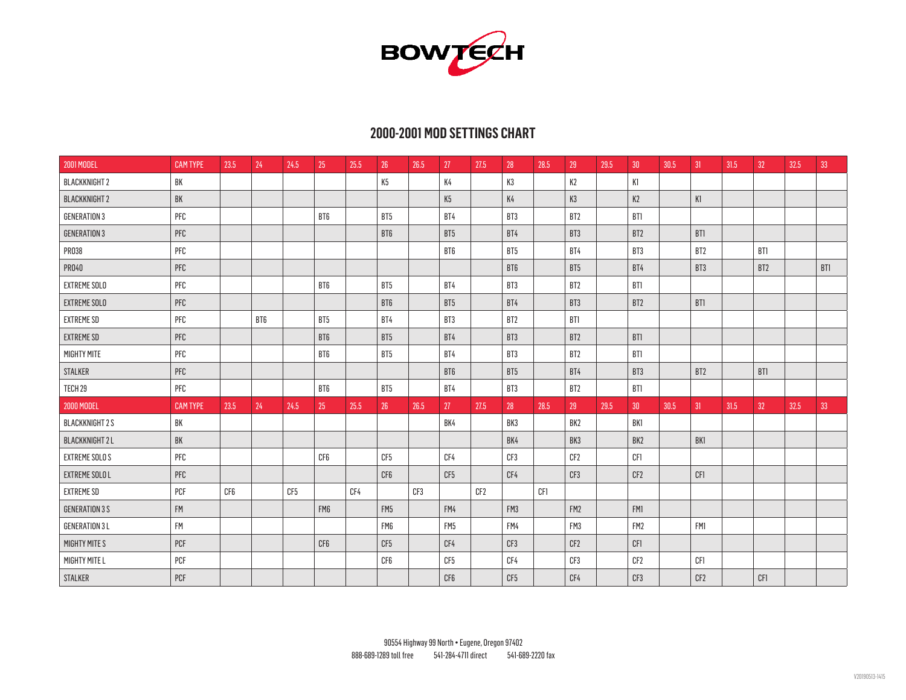# BOWTECH

## 2000-2001 MOD SETTINGS CHART

| 2001 MODEL | CAM TYPE | 23.5 | 24 | 24.5 | 25 | 25.5 | 26 | 26.5 | 27 | 27.5 | 28 | 28.5 | 29 | 29.5 | 30 | 30.5 | 31 | 31.5 | 32 | 32.5 | 33 |
|---|---|---|---|---|---|---|---|---|---|---|---|---|---|---|---|---|---|---|---|---|---|
| BLACKKNIGHT 2 | BK | | | | | | K5 | | K4 | | K3 | | K2 | | K1 | | | | | | |
| BLACKKNIGHT 2 | BK | | | | | | | | K5 | | K4 | | K3 | | K2 | | K1 | | | | |
| GENERATION 3 | PFC | | | | BT6 | | BT5 | | BT4 | | BT3 | | BT2 | | BT1 | | | | | | |
| GENERATION 3 | PFC | | | | | | BT6 | | BT5 | | BT4 | | BT3 | | BT2 | | BT1 | | | | |
| PRO38 | PFC | | | | | | | | BT6 | | BT5 | | BT4 | | BT3 | | BT2 | | BT1 | | |
| PRO40 | PFC | | | | | | | | | | BT6 | | BT5 | | BT4 | | BT3 | | BT2 | | BT1 |
| EXTREME SOLO | PFC | | | | BT6 | | BT5 | | BT4 | | BT3 | | BT2 | | BT1 | | | | | | |
| EXTREME SOLO | PFC | | | | | | BT6 | | BT5 | | BT4 | | BT3 | | BT2 | | BT1 | | | | |
| EXTREME SD | PFC | | BT6 | | BT5 | | BT4 | | BT3 | | BT2 | | BT1 | | | | | | | | |
| EXTREME SD | PFC | | | | BT6 | | BT5 | | BT4 | | BT3 | | BT2 | | BT1 | | | | | | |
| MIGHTY MITE | PFC | | | | BT6 | | BT5 | | BT4 | | BT3 | | BT2 | | BT1 | | | | | | |
| STALKER | PFC | | | | | | | | BT6 | | BT5 | | BT4 | | BT3 | | BT2 | | BT1 | | |
| TECH 29 | PFC | | | | BT6 | | BT5 | | BT4 | | BT3 | | BT2 | | BT1 | | | | | | |
| **2000 MODEL** | **CAM TYPE** | **23.5** | **24** | **24.5** | **25** | **25.5** | **26** | **26.5** | **27** | **27.5** | **28** | **28.5** | **29** | **29.5** | **30** | **30.5** | **31** | **31.5** | **32** | **32.5** | **33** |
| BLACKKNIGHT 2 S | BK | | | | | | | | BK4 | | BK3 | | BK2 | | BK1 | | | | | | |
| BLACKKNIGHT 2 L | BK | | | | | | | | | | BK4 | | BK3 | | BK2 | | BK1 | | | | |
| EXTREME SOLO S | PFC | | | | CF6 | | CF5 | | CF4 | | CF3 | | CF2 | | CF1 | | | | | | |
| EXTREME SOLO L | PFC | | | | | | CF6 | | CF5 | | CF4 | | CF3 | | CF2 | | CF1 | | | | |
| EXTREME SD | PCF | CF6 | | CF5 | | CF4 | | CF3 | | CF2 | | CF1 | | | | | | | | | |
| GENERATION 3 S | FM | | | | FM6 | | FM5 | | FM4 | | FM3 | | FM2 | | FM1 | | | | | | |
| GENERATION 3 L | FM | | | | | | FM6 | | FM5 | | FM4 | | FM3 | | FM2 | | FM1 | | | | |
| MIGHTY MITE S | PCF | | | | CF6 | | CF5 | | CF4 | | CF3 | | CF2 | | CF1 | | | | | | |
| MIGHTY MITE L | PCF | | | | | | CF6 | | CF5 | | CF4 | | CF3 | | CF2 | | CF1 | | | | |
| STALKER | PCF | | | | | | | | CF6 | | CF5 | | CF4 | | CF3 | | CF2 | | CF1 | | |

90554 Highway 99 North • Eugene, Oregon 97402

888-689-1289 toll free 541-284-4711 direct 541-689-2220 fax

V20190513-1415